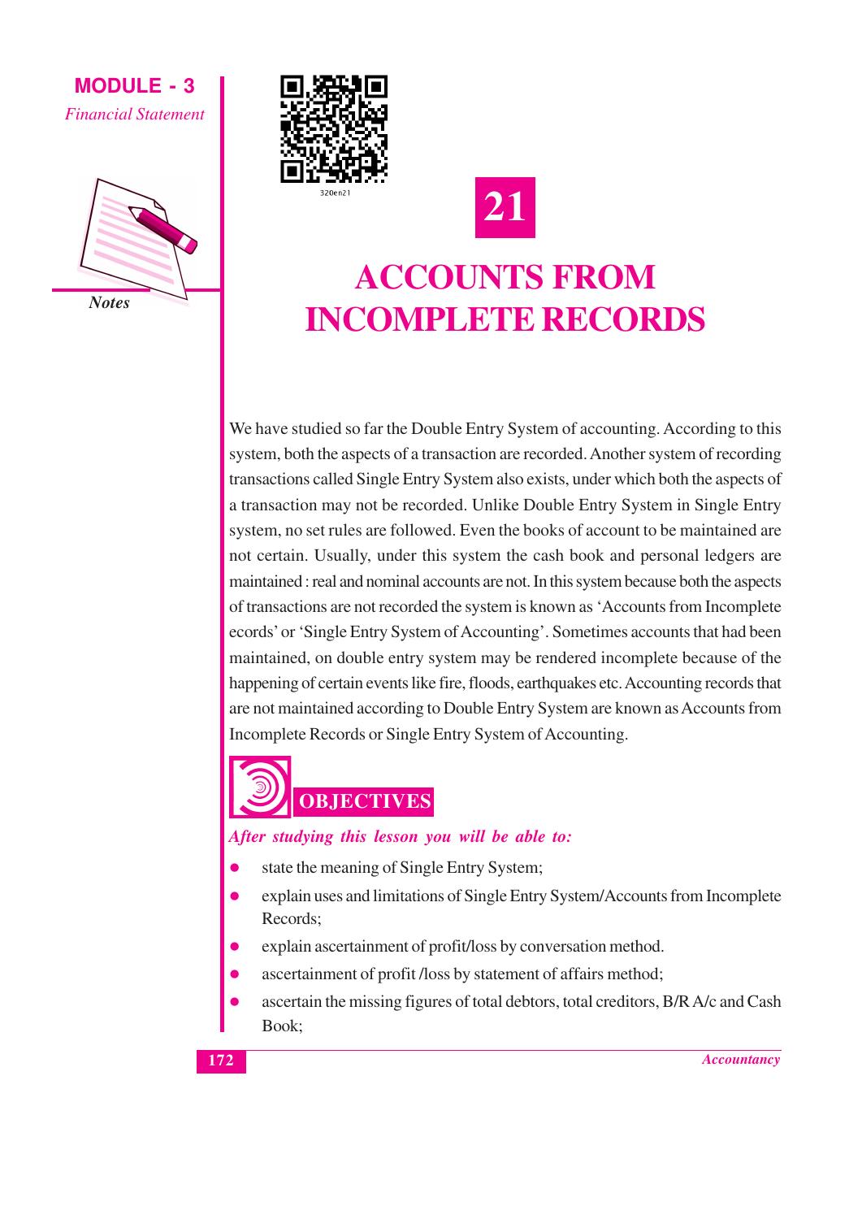# 21

# ACCOUNTS FROM INCOMPLETE RECORDS

We have studied so far the Double Entry System of accounting. According to this system, both the aspects of a transaction are recorded. Another system of recording transactions called Single Entry System also exists, under which both the aspects of a transaction may not be recorded. Unlike Double Entry System in Single Entry system, no set rules are followed. Even the books of account to be maintained are not certain. Usually, under this system the cash book and personal ledgers are maintained : real and nominal accounts are not. In this system because both the aspects of transactions are not recorded the system is known as 'Accounts from Incomplete ecords' or 'Single Entry System of Accounting'. Sometimes accounts that had been maintained, on double entry system may be rendered incomplete because of the happening of certain events like fire, floods, earthquakes etc. Accounting records that are not maintained according to Double Entry System are known as Accounts from Incomplete Records or Single Entry System of Accounting.

## OBJECTIVES

*After studying this lesson you will be able to:*

- state the meaning of Single Entry System;
- explain uses and limitations of Single Entry System/Accounts from Incomplete Records;
- explain ascertainment of profit/loss by conversation method.
- ascertainment of profit /loss by statement of affairs method;
- ascertain the missing figures of total debtors, total creditors, B/R A/c and Cash Book;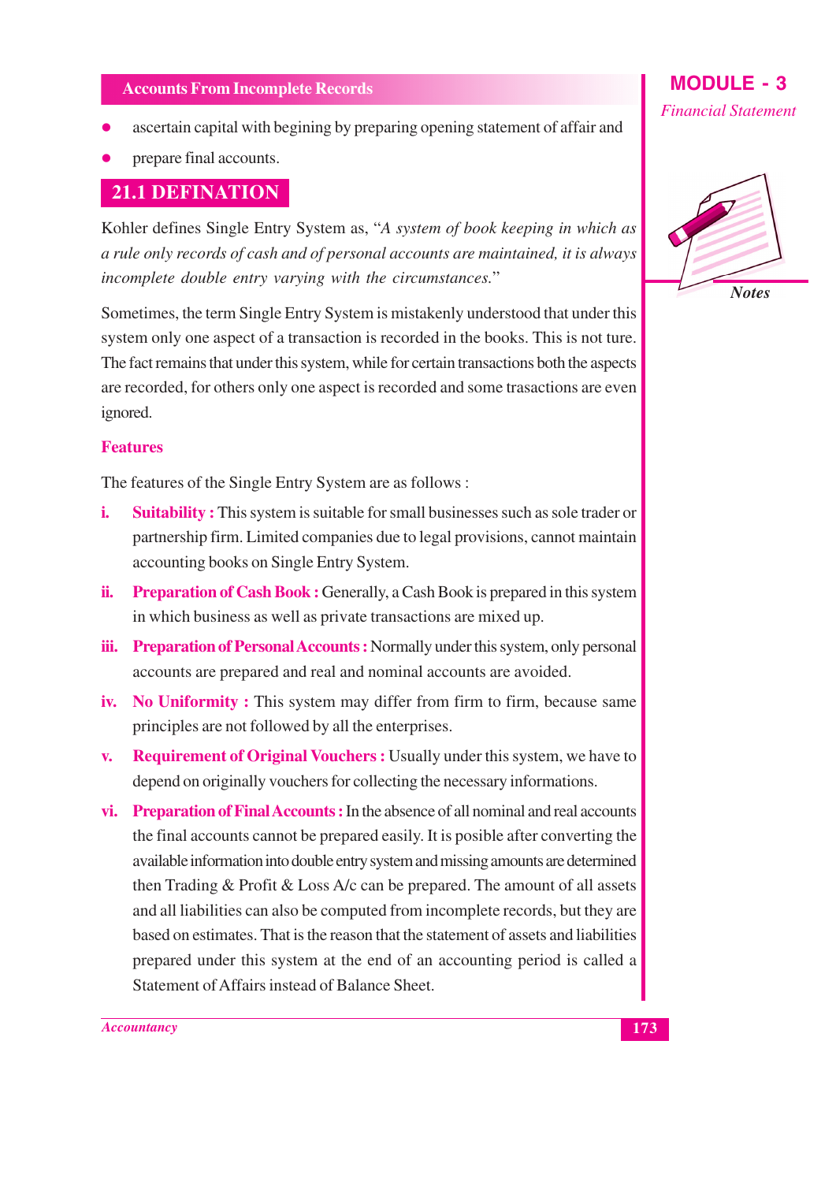- ascertain capital with begining by preparing opening statement of affair and
- prepare final accounts.

## 21.1 DEFINATION

Kohler defines Single Entry System as, "*A system of book keeping in which as a rule only records of cash and of personal accounts are maintained, it is always incomplete double entry varying with the circumstances.*"

Sometimes, the term Single Entry System is mistakenly understood that under this system only one aspect of a transaction is recorded in the books. This is not ture. The fact remains that under this system, while for certain transactions both the aspects are recorded, for others only one aspect is recorded and some trasactions are even ignored.

### Features

The features of the Single Entry System are as follows :

i. **Suitability :** This system is suitable for small businesses such as sole trader or partnership firm. Limited companies due to legal provisions, cannot maintain accounting books on Single Entry System.

ii. **Preparation of Cash Book :** Generally, a Cash Book is prepared in this system in which business as well as private transactions are mixed up.

iii. **Preparation of Personal Accounts :** Normally under this system, only personal accounts are prepared and real and nominal accounts are avoided.

iv. **No Uniformity :** This system may differ from firm to firm, because same principles are not followed by all the enterprises.

v. **Requirement of Original Vouchers :** Usually under this system, we have to depend on originally vouchers for collecting the necessary informations.

vi. **Preparation of Final Accounts :** In the absence of all nominal and real accounts the final accounts cannot be prepared easily. It is posible after converting the available information into double entry system and missing amounts are determined then Trading & Profit & Loss A/c can be prepared. The amount of all assets and all liabilities can also be computed from incomplete records, but they are based on estimates. That is the reason that the statement of assets and liabilities prepared under this system at the end of an accounting period is called a Statement of Affairs instead of Balance Sheet.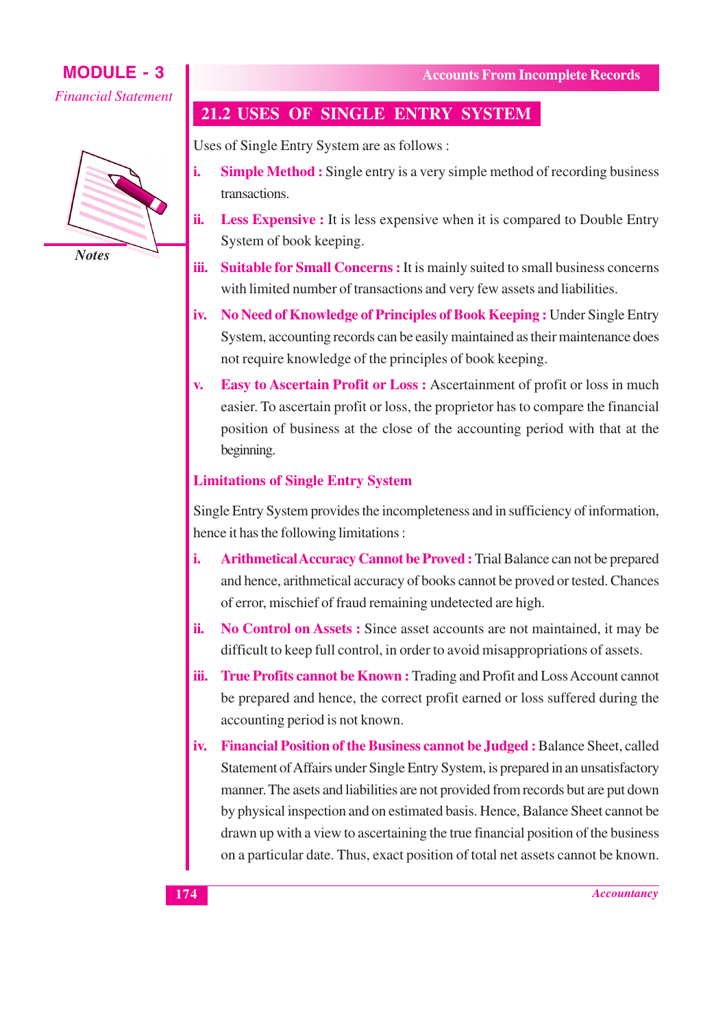## 21.2 USES OF SINGLE ENTRY SYSTEM

Uses of Single Entry System are as follows :

i. **Simple Method :** Single entry is a very simple method of recording business transactions.

ii. **Less Expensive :** It is less expensive when it is compared to Double Entry System of book keeping.

iii. **Suitable for Small Concerns :** It is mainly suited to small business concerns with limited number of transactions and very few assets and liabilities.

iv. **No Need of Knowledge of Principles of Book Keeping :** Under Single Entry System, accounting records can be easily maintained as their maintenance does not require knowledge of the principles of book keeping.

v. **Easy to Ascertain Profit or Loss :** Ascertainment of profit or loss in much easier. To ascertain profit or loss, the proprietor has to compare the financial position of business at the close of the accounting period with that at the beginning.

### Limitations of Single Entry System

Single Entry System provides the incompleteness and in sufficiency of information, hence it has the following limitations :

i. **Arithmetical Accuracy Cannot be Proved :** Trial Balance can not be prepared and hence, arithmetical accuracy of books cannot be proved or tested. Chances of error, mischief of fraud remaining undetected are high.

ii. **No Control on Assets :** Since asset accounts are not maintained, it may be difficult to keep full control, in order to avoid misappropriations of assets.

iii. **True Profits cannot be Known :** Trading and Profit and Loss Account cannot be prepared and hence, the correct profit earned or loss suffered during the accounting period is not known.

iv. **Financial Position of the Business cannot be Judged :** Balance Sheet, called Statement of Affairs under Single Entry System, is prepared in an unsatisfactory manner. The asets and liabilities are not provided from records but are put down by physical inspection and on estimated basis. Hence, Balance Sheet cannot be drawn up with a view to ascertaining the true financial position of the business on a particular date. Thus, exact position of total net assets cannot be known.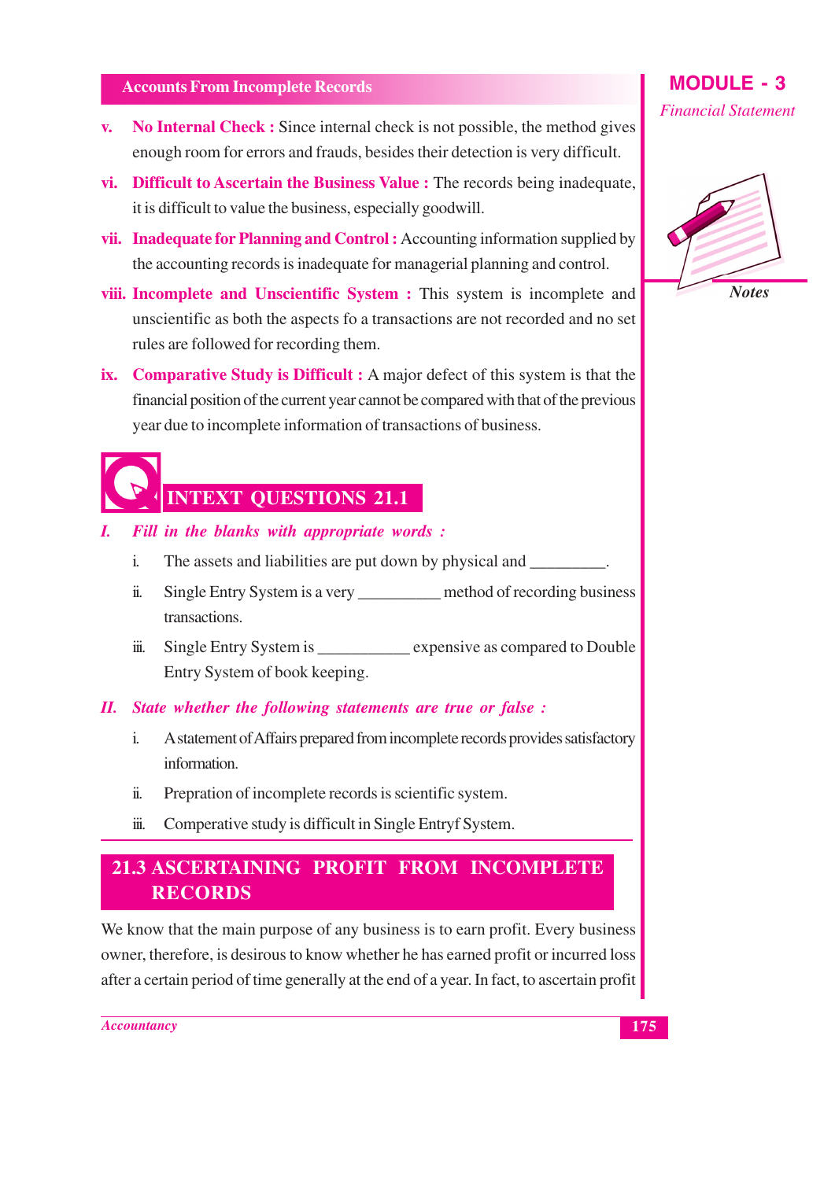v. **No Internal Check :** Since internal check is not possible, the method gives enough room for errors and frauds, besides their detection is very difficult.

vi. **Difficult to Ascertain the Business Value :** The records being inadequate, it is difficult to value the business, especially goodwill.

vii. **Inadequate for Planning and Control :** Accounting information supplied by the accounting records is inadequate for managerial planning and control.

viii. **Incomplete and Unscientific System :** This system is incomplete and unscientific as both the aspects fo a transactions are not recorded and no set rules are followed for recording them.

ix. **Comparative Study is Difficult :** A major defect of this system is that the financial position of the current year cannot be compared with that of the previous year due to incomplete information of transactions of business.

## INTEXT QUESTIONS 21.1

*I. Fill in the blanks with appropriate words :*

i. The assets and liabilities are put down by physical and _________.

ii. Single Entry System is a very __________ method of recording business transactions.

iii. Single Entry System is ___________ expensive as compared to Double Entry System of book keeping.

*II. State whether the following statements are true or false :*

i. A statement of Affairs prepared from incomplete records provides satisfactory information.

ii. Prepration of incomplete records is scientific system.

iii. Comperative study is difficult in Single Entryf System.

## 21.3 ASCERTAINING PROFIT FROM INCOMPLETE RECORDS

We know that the main purpose of any business is to earn profit. Every business owner, therefore, is desirous to know whether he has earned profit or incurred loss after a certain period of time generally at the end of a year. In fact, to ascertain profit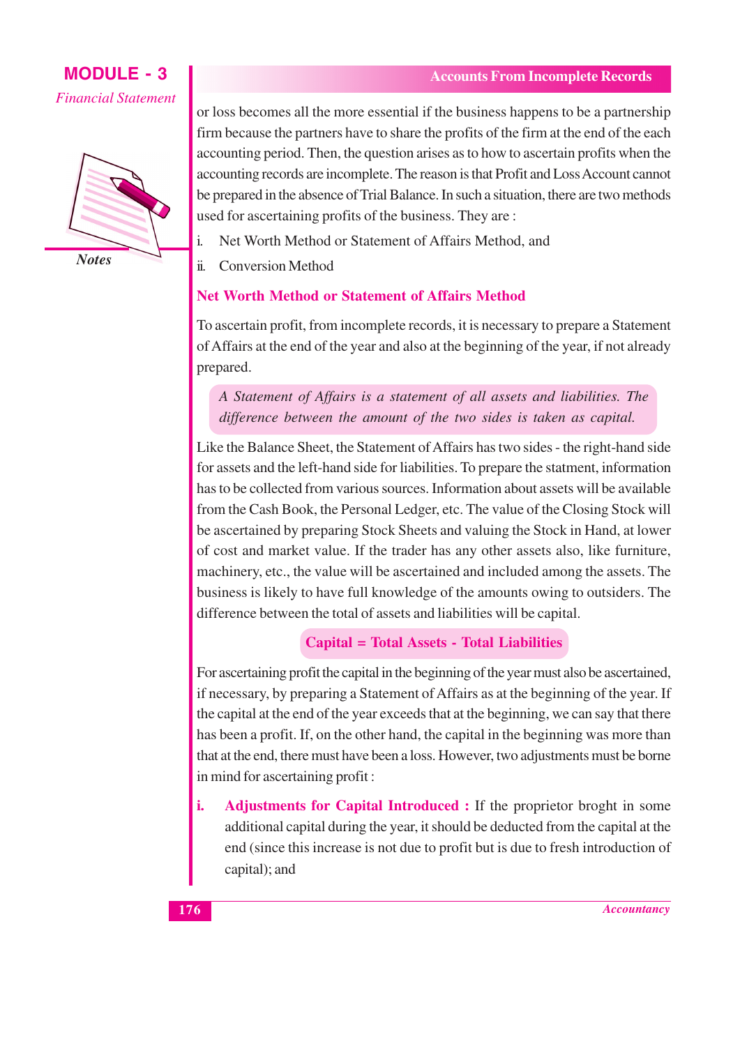or loss becomes all the more essential if the business happens to be a partnership firm because the partners have to share the profits of the firm at the end of the each accounting period. Then, the question arises as to how to ascertain profits when the accounting records are incomplete. The reason is that Profit and Loss Account cannot be prepared in the absence of Trial Balance. In such a situation, there are two methods used for ascertaining profits of the business. They are :

i. Net Worth Method or Statement of Affairs Method, and

ii. Conversion Method

## Net Worth Method or Statement of Affairs Method

To ascertain profit, from incomplete records, it is necessary to prepare a Statement of Affairs at the end of the year and also at the beginning of the year, if not already prepared.

*A Statement of Affairs is a statement of all assets and liabilities. The difference between the amount of the two sides is taken as capital.*

Like the Balance Sheet, the Statement of Affairs has two sides - the right-hand side for assets and the left-hand side for liabilities. To prepare the statment, information has to be collected from various sources. Information about assets will be available from the Cash Book, the Personal Ledger, etc. The value of the Closing Stock will be ascertained by preparing Stock Sheets and valuing the Stock in Hand, at lower of cost and market value. If the trader has any other assets also, like furniture, machinery, etc., the value will be ascertained and included among the assets. The business is likely to have full knowledge of the amounts owing to outsiders. The difference between the total of assets and liabilities will be capital.

**Capital = Total Assets - Total Liabilities**

For ascertaining profit the capital in the beginning of the year must also be ascertained, if necessary, by preparing a Statement of Affairs as at the beginning of the year. If the capital at the end of the year exceeds that at the beginning, we can say that there has been a profit. If, on the other hand, the capital in the beginning was more than that at the end, there must have been a loss. However, two adjustments must be borne in mind for ascertaining profit :

i. **Adjustments for Capital Introduced :** If the proprietor broght in some additional capital during the year, it should be deducted from the capital at the end (since this increase is not due to profit but is due to fresh introduction of capital); and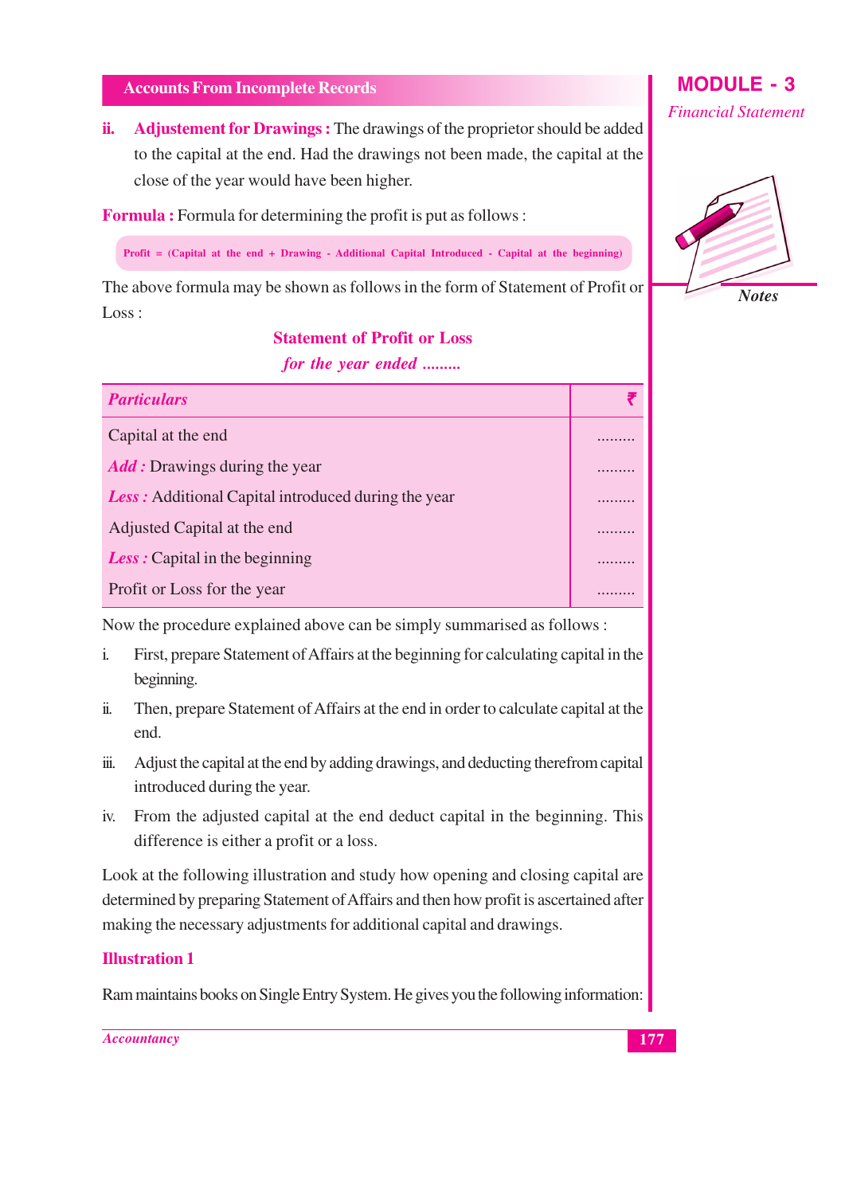**ii. Adjustement for Drawings :** The drawings of the proprietor should be added to the capital at the end. Had the drawings not been made, the capital at the close of the year would have been higher.

**Formula :** Formula for determining the profit is put as follows :

Profit = (Capital at the end + Drawing - Additional Capital Introduced - Capital at the beginning)

The above formula may be shown as follows in the form of Statement of Profit or Loss :

## Statement of Profit or Loss

*for the year ended .........*

| *Particulars* | ₹ |
|---|---|
| Capital at the end | ......... |
| *Add :* Drawings during the year | ......... |
| *Less :* Additional Capital introduced during the year | ......... |
| Adjusted Capital at the end | ......... |
| *Less :* Capital in the beginning | ......... |
| Profit or Loss for the year | ......... |

Now the procedure explained above can be simply summarised as follows :

i. First, prepare Statement of Affairs at the beginning for calculating capital in the beginning.

ii. Then, prepare Statement of Affairs at the end in order to calculate capital at the end.

iii. Adjust the capital at the end by adding drawings, and deducting therefrom capital introduced during the year.

iv. From the adjusted capital at the end deduct capital in the beginning. This difference is either a profit or a loss.

Look at the following illustration and study how opening and closing capital are determined by preparing Statement of Affairs and then how profit is ascertained after making the necessary adjustments for additional capital and drawings.

### Illustration 1

Ram maintains books on Single Entry System. He gives you the following information: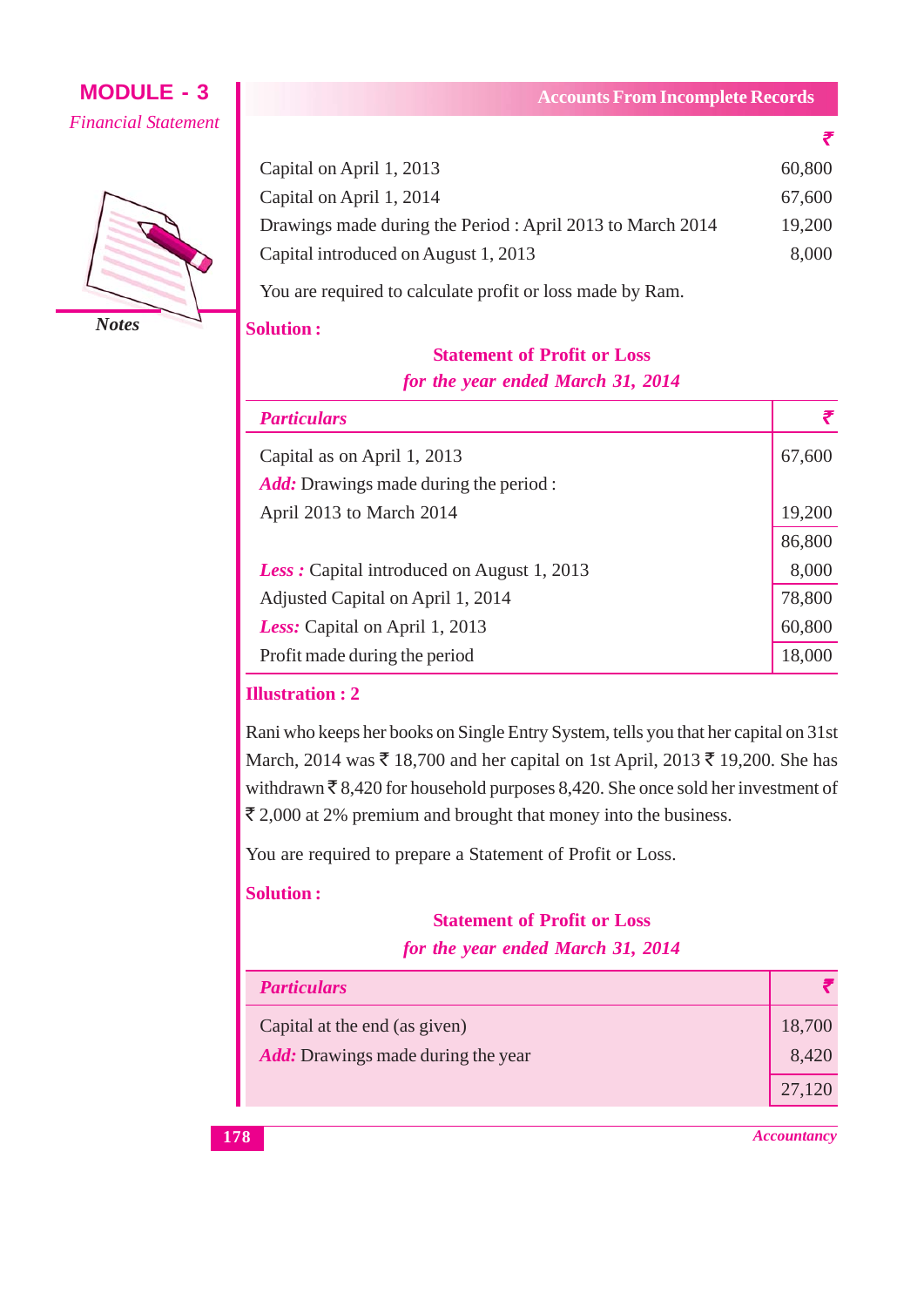| | ₹ |
|---|---|
| Capital on April 1, 2013 | 60,800 |
| Capital on April 1, 2014 | 67,600 |
| Drawings made during the Period : April 2013 to March 2014 | 19,200 |
| Capital introduced on August 1, 2013 | 8,000 |

You are required to calculate profit or loss made by Ram.

**Solution :**

**Statement of Profit or Loss**
***for the year ended March 31, 2014***

| *Particulars* | ₹ |
|---|---|
| Capital as on April 1, 2013 | 67,600 |
| *Add:* Drawings made during the period : | |
| April 2013 to March 2014 | 19,200 |
| | 86,800 |
| *Less :* Capital introduced on August 1, 2013 | 8,000 |
| Adjusted Capital on April 1, 2014 | 78,800 |
| *Less:* Capital on April 1, 2013 | 60,800 |
| Profit made during the period | 18,000 |

**Illustration : 2**

Rani who keeps her books on Single Entry System, tells you that her capital on 31st March, 2014 was ₹ 18,700 and her capital on 1st April, 2013 ₹ 19,200. She has withdrawn ₹ 8,420 for household purposes 8,420. She once sold her investment of ₹ 2,000 at 2% premium and brought that money into the business.

You are required to prepare a Statement of Profit or Loss.

**Solution :**

**Statement of Profit or Loss**
***for the year ended March 31, 2014***

| *Particulars* | ₹ |
|---|---|
| Capital at the end (as given) | 18,700 |
| *Add:* Drawings made during the year | 8,420 |
| | 27,120 |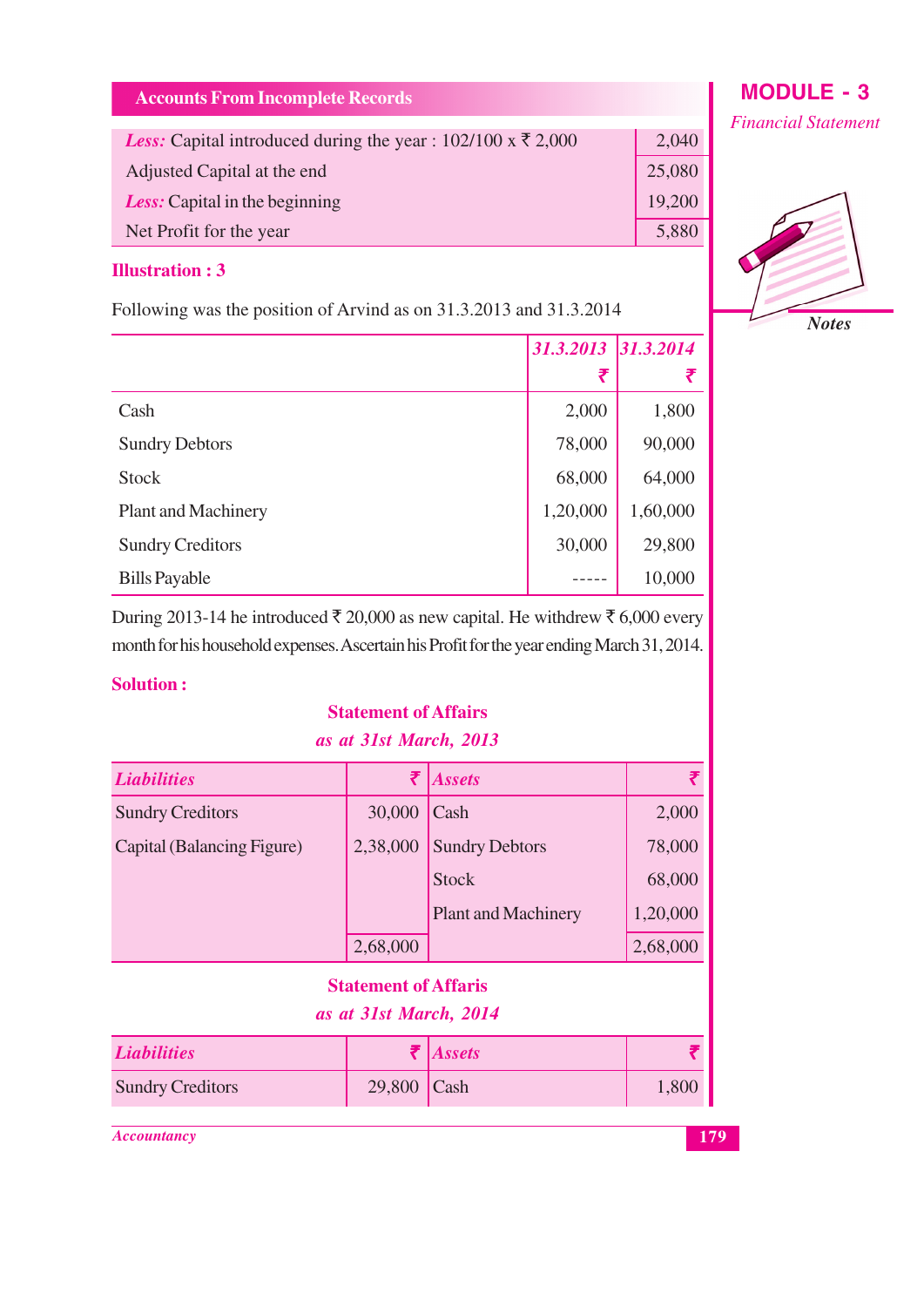| | |
|---|---|
| *Less:* Capital introduced during the year : 102/100 x ₹ 2,000 | 2,040 |
| Adjusted Capital at the end | 25,080 |
| *Less:* Capital in the beginning | 19,200 |
| Net Profit for the year | 5,880 |

**Illustration : 3**

Following was the position of Arvind as on 31.3.2013 and 31.3.2014

| | *31.3.2013* ₹ | *31.3.2014* ₹ |
|---|---|---|
| Cash | 2,000 | 1,800 |
| Sundry Debtors | 78,000 | 90,000 |
| Stock | 68,000 | 64,000 |
| Plant and Machinery | 1,20,000 | 1,60,000 |
| Sundry Creditors | 30,000 | 29,800 |
| Bills Payable | ----- | 10,000 |

During 2013-14 he introduced ₹ 20,000 as new capital. He withdrew ₹ 6,000 every month for his household expenses. Ascertain his Profit for the year ending March 31, 2014.

**Solution :**

**Statement of Affairs**
***as at 31st March, 2013***

| *Liabilities* | ₹ | *Assets* | ₹ |
|---|---|---|---|
| Sundry Creditors | 30,000 | Cash | 2,000 |
| Capital (Balancing Figure) | 2,38,000 | Sundry Debtors | 78,000 |
| | | Stock | 68,000 |
| | | Plant and Machinery | 1,20,000 |
| | 2,68,000 | | 2,68,000 |

**Statement of Affaris**
***as at 31st March, 2014***

| *Liabilities* | ₹ | *Assets* | ₹ |
|---|---|---|---|
| Sundry Creditors | 29,800 | Cash | 1,800 |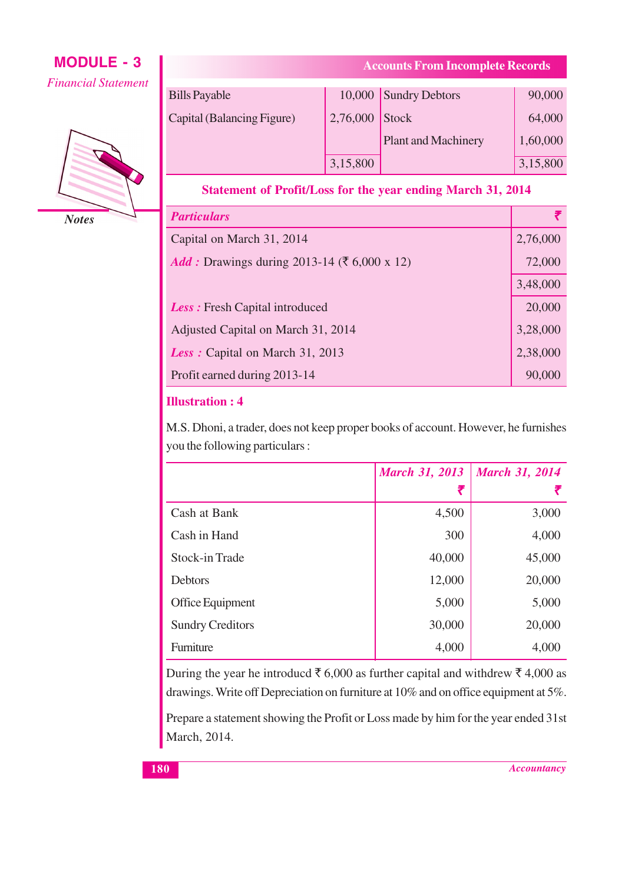| | | | |
|---|---|---|---|
| Bills Payable | 10,000 | Sundry Debtors | 90,000 |
| Capital (Balancing Figure) | 2,76,000 | Stock | 64,000 |
| | | Plant and Machinery | 1,60,000 |
| | 3,15,800 | | 3,15,800 |

**Statement of Profit/Loss for the year ending March 31, 2014**

| *Particulars* | ₹ |
|---|---|
| Capital on March 31, 2014 | 2,76,000 |
| *Add :* Drawings during 2013-14 (₹ 6,000 x 12) | 72,000 |
| | 3,48,000 |
| *Less :* Fresh Capital introduced | 20,000 |
| Adjusted Capital on March 31, 2014 | 3,28,000 |
| *Less :* Capital on March 31, 2013 | 2,38,000 |
| Profit earned during 2013-14 | 90,000 |

**Illustration : 4**

M.S. Dhoni, a trader, does not keep proper books of account. However, he furnishes you the following particulars :

| | *March 31, 2013* ₹ | *March 31, 2014* ₹ |
|---|---|---|
| Cash at Bank | 4,500 | 3,000 |
| Cash in Hand | 300 | 4,000 |
| Stock-in Trade | 40,000 | 45,000 |
| Debtors | 12,000 | 20,000 |
| Office Equipment | 5,000 | 5,000 |
| Sundry Creditors | 30,000 | 20,000 |
| Furniture | 4,000 | 4,000 |

During the year he introducd ₹ 6,000 as further capital and withdrew ₹ 4,000 as drawings. Write off Depreciation on furniture at 10% and on office equipment at 5%.

Prepare a statement showing the Profit or Loss made by him for the year ended 31st March, 2014.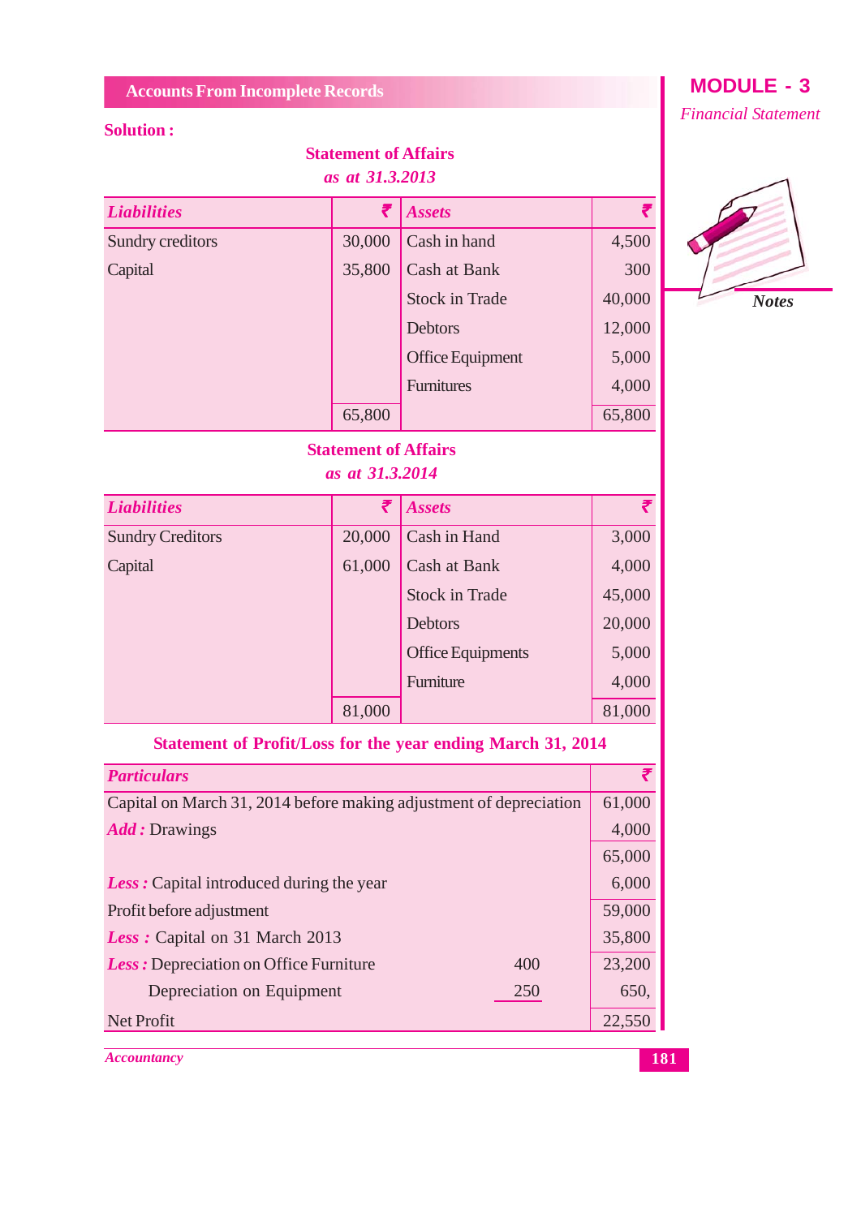**Solution :**

### Statement of Affairs
*as at 31.3.2013*

| *Liabilities* | ₹ | *Assets* | ₹ |
|---|---|---|---|
| Sundry creditors | 30,000 | Cash in hand | 4,500 |
| Capital | 35,800 | Cash at Bank | 300 |
| | | Stock in Trade | 40,000 |
| | | Debtors | 12,000 |
| | | Office Equipment | 5,000 |
| | | Furnitures | 4,000 |
| | 65,800 | | 65,800 |

### Statement of Affairs
*as at 31.3.2014*

| *Liabilities* | ₹ | *Assets* | ₹ |
|---|---|---|---|
| Sundry Creditors | 20,000 | Cash in Hand | 3,000 |
| Capital | 61,000 | Cash at Bank | 4,000 |
| | | Stock in Trade | 45,000 |
| | | Debtors | 20,000 |
| | | Office Equipments | 5,000 |
| | | Furniture | 4,000 |
| | 81,000 | | 81,000 |

### Statement of Profit/Loss for the year ending March 31, 2014

| *Particulars* | | ₹ |
|---|---|---|
| Capital on March 31, 2014 before making adjustment of depreciation | | 61,000 |
| *Add :* Drawings | | 4,000 |
| | | 65,000 |
| *Less :* Capital introduced during the year | | 6,000 |
| Profit before adjustment | | 59,000 |
| *Less :* Capital on 31 March 2013 | | 35,800 |
| *Less :* Depreciation on Office Furniture | 400 | 23,200 |
| Depreciation on Equipment | 250 | 650, |
| Net Profit | | 22,550 |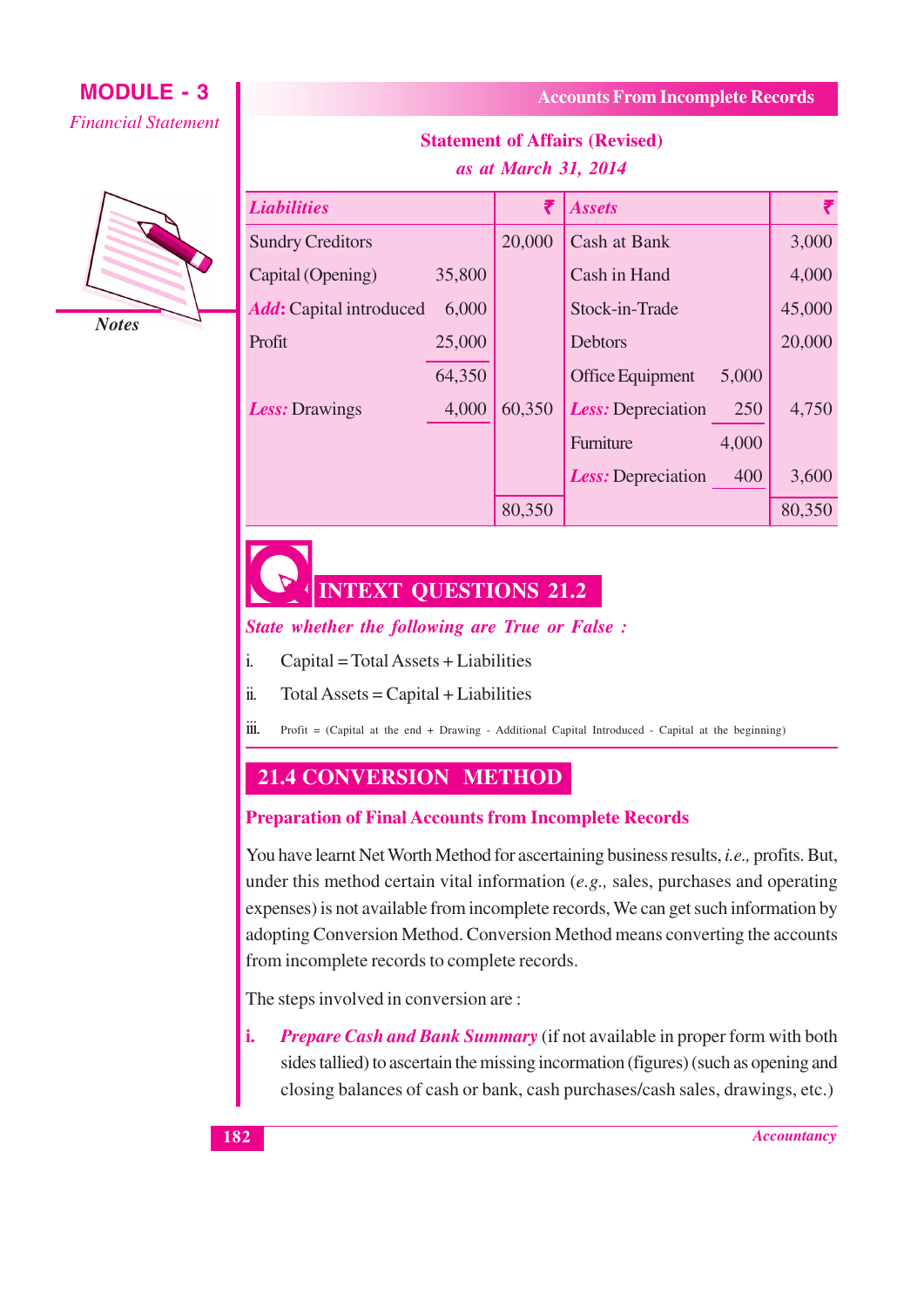**Statement of Affairs (Revised)**
*as at March 31, 2014*

| *Liabilities* | | ₹ | *Assets* | | ₹ |
|---|---|---|---|---|---|
| Sundry Creditors | | 20,000 | Cash at Bank | | 3,000 |
| Capital (Opening) | 35,800 | | Cash in Hand | | 4,000 |
| ***Add*:** Capital introduced | 6,000 | | Stock-in-Trade | | 45,000 |
| Profit | 25,000 | | Debtors | | 20,000 |
| | 64,350 | | Office Equipment | 5,000 | |
| *Less:* Drawings | 4,000 | 60,350 | *Less:* Depreciation | 250 | 4,750 |
| | | | Furniture | 4,000 | |
| | | | *Less:* Depreciation | 400 | 3,600 |
| | | 80,350 | | | 80,350 |

## INTEXT QUESTIONS 21.2

*State whether the following are True or False :*

i. Capital = Total Assets + Liabilities

ii. Total Assets = Capital + Liabilities

iii. Profit = (Capital at the end + Drawing - Additional Capital Introduced - Capital at the beginning)

## 21.4 CONVERSION METHOD

### Preparation of Final Accounts from Incomplete Records

You have learnt Net Worth Method for ascertaining business results, *i.e.,* profits. But, under this method certain vital information (*e.g.,* sales, purchases and operating expenses) is not available from incomplete records, We can get such information by adopting Conversion Method. Conversion Method means converting the accounts from incomplete records to complete records.

The steps involved in conversion are :

i. ***Prepare Cash and Bank Summary*** (if not available in proper form with both sides tallied) to ascertain the missing incormation (figures) (such as opening and closing balances of cash or bank, cash purchases/cash sales, drawings, etc.)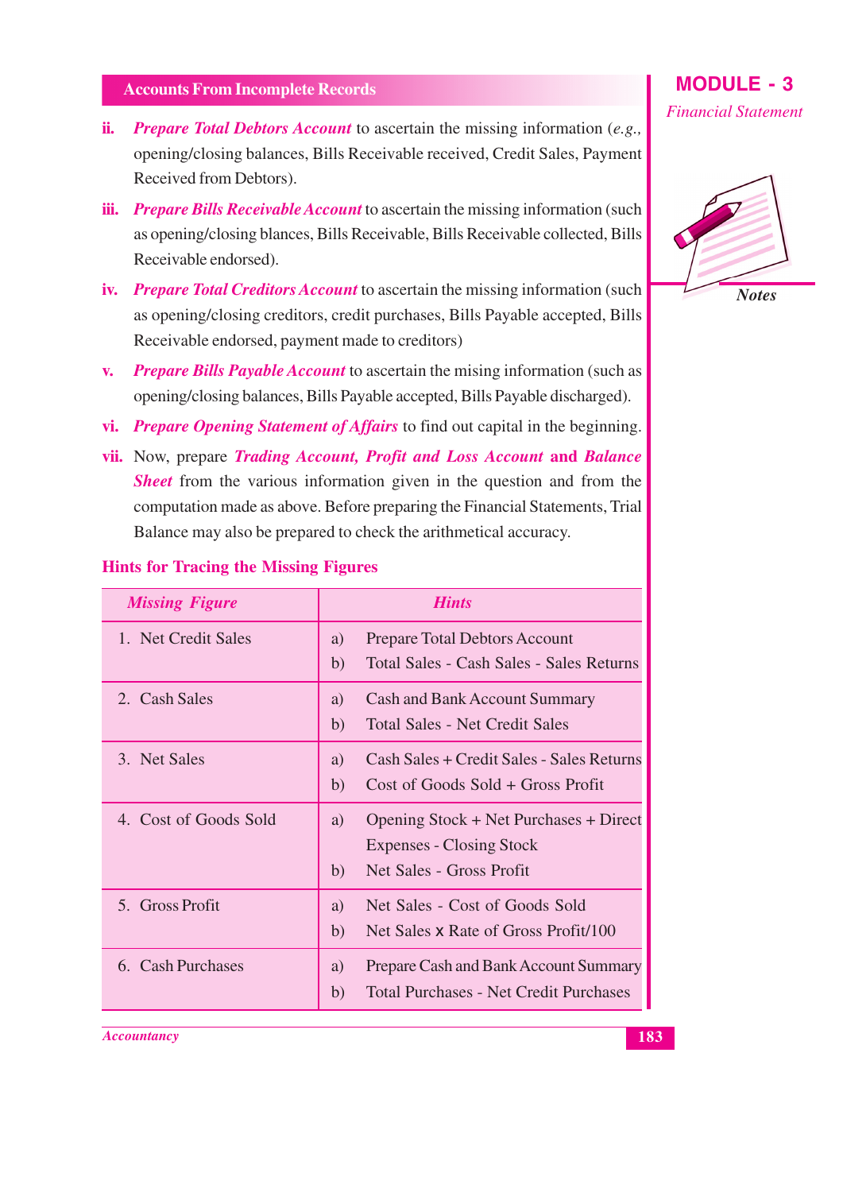ii. ***Prepare Total Debtors Account*** to ascertain the missing information (*e.g.,* opening/closing balances, Bills Receivable received, Credit Sales, Payment Received from Debtors).

iii. ***Prepare Bills Receivable Account*** to ascertain the missing information (such as opening/closing blances, Bills Receivable, Bills Receivable collected, Bills Receivable endorsed).

iv. ***Prepare Total Creditors Account*** to ascertain the missing information (such as opening/closing creditors, credit purchases, Bills Payable accepted, Bills Receivable endorsed, payment made to creditors)

v. ***Prepare Bills Payable Account*** to ascertain the mising information (such as opening/closing balances, Bills Payable accepted, Bills Payable discharged).

vi. ***Prepare Opening Statement of Affairs*** to find out capital in the beginning.

vii. Now, prepare ***Trading Account, Profit and Loss Account*** **and** ***Balance Sheet*** from the various information given in the question and from the computation made as above. Before preparing the Financial Statements, Trial Balance may also be prepared to check the arithmetical accuracy.

### Hints for Tracing the Missing Figures

| *Missing Figure* | *Hints* |
|---|---|
| 1. Net Credit Sales | a) Prepare Total Debtors Account<br>b) Total Sales - Cash Sales - Sales Returns |
| 2. Cash Sales | a) Cash and Bank Account Summary<br>b) Total Sales - Net Credit Sales |
| 3. Net Sales | a) Cash Sales + Credit Sales - Sales Returns<br>b) Cost of Goods Sold + Gross Profit |
| 4. Cost of Goods Sold | a) Opening Stock + Net Purchases + Direct Expenses - Closing Stock<br>b) Net Sales - Gross Profit |
| 5. Gross Profit | a) Net Sales - Cost of Goods Sold<br>b) Net Sales x Rate of Gross Profit/100 |
| 6. Cash Purchases | a) Prepare Cash and Bank Account Summary<br>b) Total Purchases - Net Credit Purchases |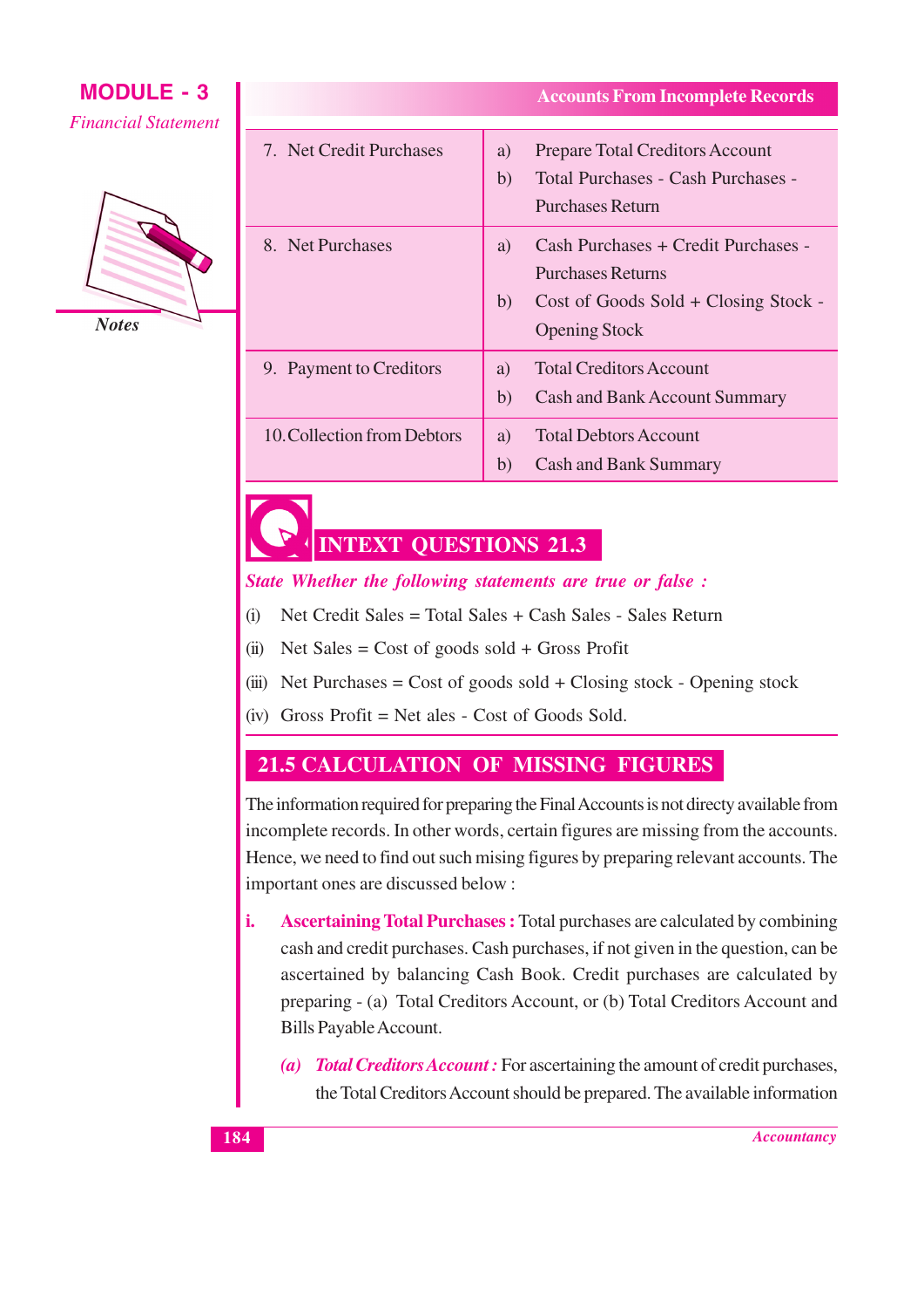| | |
|---|---|
| 7. Net Credit Purchases | a) Prepare Total Creditors Account<br>b) Total Purchases - Cash Purchases - Purchases Return |
| 8. Net Purchases | a) Cash Purchases + Credit Purchases - Purchases Returns<br>b) Cost of Goods Sold + Closing Stock - Opening Stock |
| 9. Payment to Creditors | a) Total Creditors Account<br>b) Cash and Bank Account Summary |
| 10. Collection from Debtors | a) Total Debtors Account<br>b) Cash and Bank Summary |

## INTEXT QUESTIONS 21.3

*State Whether the following statements are true or false :*

(i) Net Credit Sales = Total Sales + Cash Sales - Sales Return

(ii) Net Sales = Cost of goods sold + Gross Profit

(iii) Net Purchases = Cost of goods sold + Closing stock - Opening stock

(iv) Gross Profit = Net ales - Cost of Goods Sold.

## 21.5 CALCULATION OF MISSING FIGURES

The information required for preparing the Final Accounts is not directy available from incomplete records. In other words, certain figures are missing from the accounts. Hence, we need to find out such mising figures by preparing relevant accounts. The important ones are discussed below :

i. **Ascertaining Total Purchases :** Total purchases are calculated by combining cash and credit purchases. Cash purchases, if not given in the question, can be ascertained by balancing Cash Book. Credit purchases are calculated by preparing - (a) Total Creditors Account, or (b) Total Creditors Account and Bills Payable Account.

   *(a) Total Creditors Account :* For ascertaining the amount of credit purchases, the Total Creditors Account should be prepared. The available information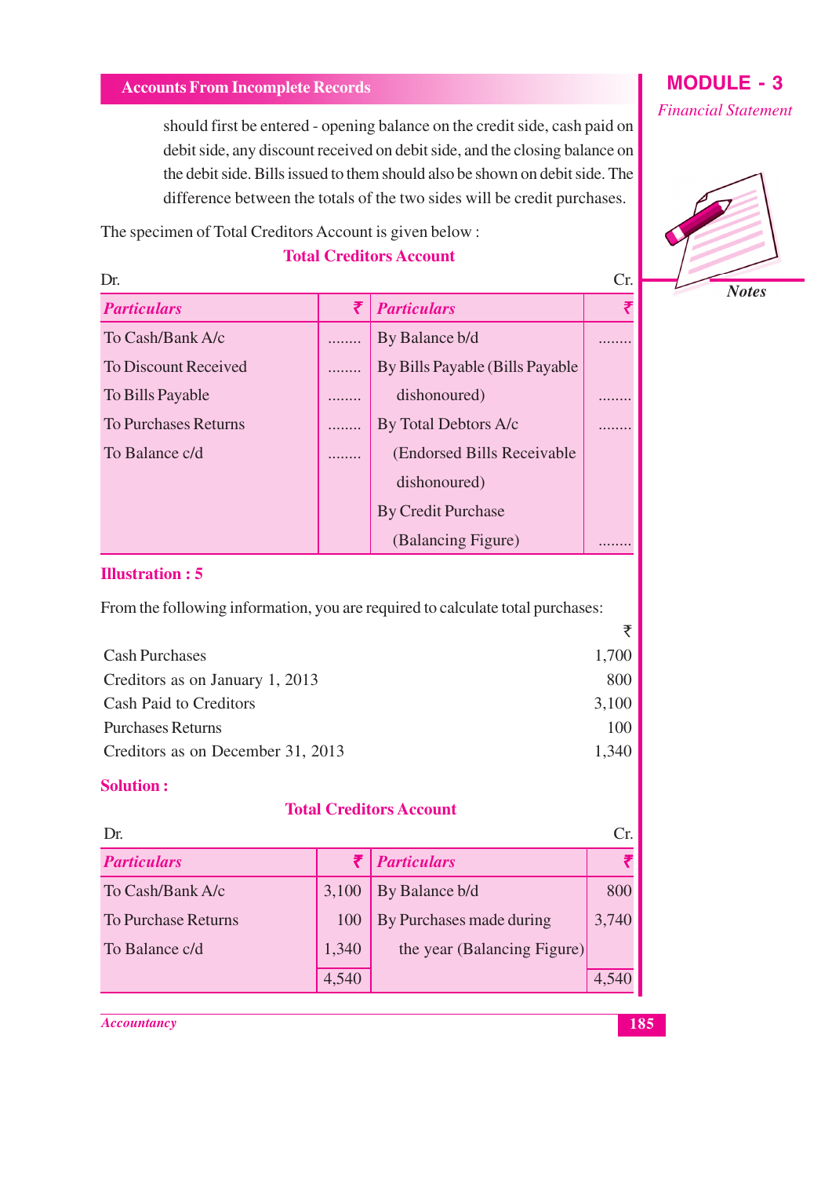should first be entered - opening balance on the credit side, cash paid on debit side, any discount received on debit side, and the closing balance on the debit side. Bills issued to them should also be shown on debit side. The difference between the totals of the two sides will be credit purchases.

The specimen of Total Creditors Account is given below :

**Total Creditors Account**

Dr. Cr.

| *Particulars* | ₹ | *Particulars* | ₹ |
|---|---|---|---|
| To Cash/Bank A/c | ........ | By Balance b/d | ........ |
| To Discount Received | ........ | By Bills Payable (Bills Payable dishonoured) | ........ |
| To Bills Payable | ........ | By Total Debtors A/c (Endorsed Bills Receivable dishonoured) | ........ |
| To Purchases Returns | ........ | By Credit Purchase (Balancing Figure) | ........ |
| To Balance c/d | ........ | | |

**Illustration : 5**

From the following information, you are required to calculate total purchases:

| | ₹ |
|---|---|
| Cash Purchases | 1,700 |
| Creditors as on January 1, 2013 | 800 |
| Cash Paid to Creditors | 3,100 |
| Purchases Returns | 100 |
| Creditors as on December 31, 2013 | 1,340 |

**Solution :**

**Total Creditors Account**

Dr. Cr.

| *Particulars* | ₹ | *Particulars* | ₹ |
|---|---|---|---|
| To Cash/Bank A/c | 3,100 | By Balance b/d | 800 |
| To Purchase Returns | 100 | By Purchases made during the year (Balancing Figure) | 3,740 |
| To Balance c/d | 1,340 | | |
| | 4,540 | | 4,540 |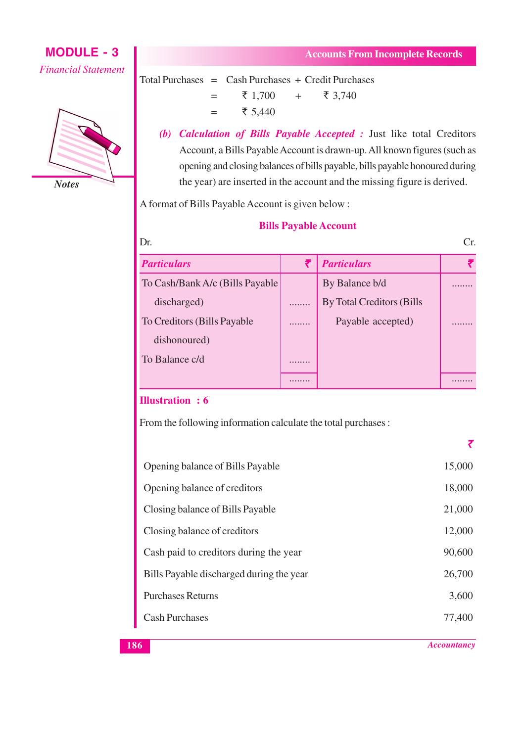Total Purchases = Cash Purchases + Credit Purchases

= ₹ 1,700 + ₹ 3,740

= ₹ 5,440

*(b) Calculation of Bills Payable Accepted :* Just like total Creditors Account, a Bills Payable Account is drawn-up. All known figures (such as opening and closing balances of bills payable, bills payable honoured during the year) are inserted in the account and the missing figure is derived.

A format of Bills Payable Account is given below :

**Bills Payable Account**

Dr. Cr.

| *Particulars* | ₹ | *Particulars* | ₹ |
|---|---|---|---|
| To Cash/Bank A/c (Bills Payable discharged) | ........ | By Balance b/d | ........ |
| To Creditors (Bills Payable dishonoured) | ........ | By Total Creditors (Bills Payable accepted) | ........ |
| To Balance c/d | ........ | | |
| | ........ | | ........ |

**Illustration : 6**

From the following information calculate the total purchases :

| | ₹ |
|---|---|
| Opening balance of Bills Payable | 15,000 |
| Opening balance of creditors | 18,000 |
| Closing balance of Bills Payable | 21,000 |
| Closing balance of creditors | 12,000 |
| Cash paid to creditors during the year | 90,600 |
| Bills Payable discharged during the year | 26,700 |
| Purchases Returns | 3,600 |
| Cash Purchases | 77,400 |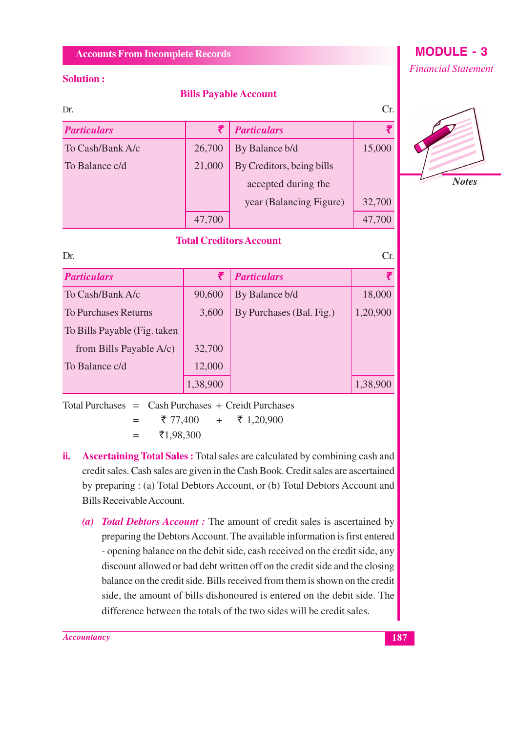**Solution :**

### Bills Payable Account

Dr. Cr.

| Particulars | ₹ | Particulars | ₹ |
|---|---|---|---|
| To Cash/Bank A/c | 26,700 | By Balance b/d | 15,000 |
| To Balance c/d | 21,000 | By Creditors, being bills accepted during the year (Balancing Figure) | 32,700 |
| | 47,700 | | 47,700 |

### Total Creditors Account

Dr. Cr.

| Particulars | ₹ | Particulars | ₹ |
|---|---|---|---|
| To Cash/Bank A/c | 90,600 | By Balance b/d | 18,000 |
| To Purchases Returns | 3,600 | By Purchases (Bal. Fig.) | 1,20,900 |
| To Bills Payable (Fig. taken from Bills Payable A/c) | 32,700 | | |
| To Balance c/d | 12,000 | | |
| | 1,38,900 | | 1,38,900 |

Total Purchases = Cash Purchases + Creidt Purchases

= ₹ 77,400 + ₹ 1,20,900

= ₹1,98,300

**ii. Ascertaining Total Sales :** Total sales are calculated by combining cash and credit sales. Cash sales are given in the Cash Book. Credit sales are ascertained by preparing : (a) Total Debtors Account, or (b) Total Debtors Account and Bills Receivable Account.

*(a) **Total Debtors Account :*** The amount of credit sales is ascertained by preparing the Debtors Account. The available information is first entered - opening balance on the debit side, cash received on the credit side, any discount allowed or bad debt written off on the credit side and the closing balance on the credit side. Bills received from them is shown on the credit side, the amount of bills dishonoured is entered on the debit side. The difference between the totals of the two sides will be credit sales.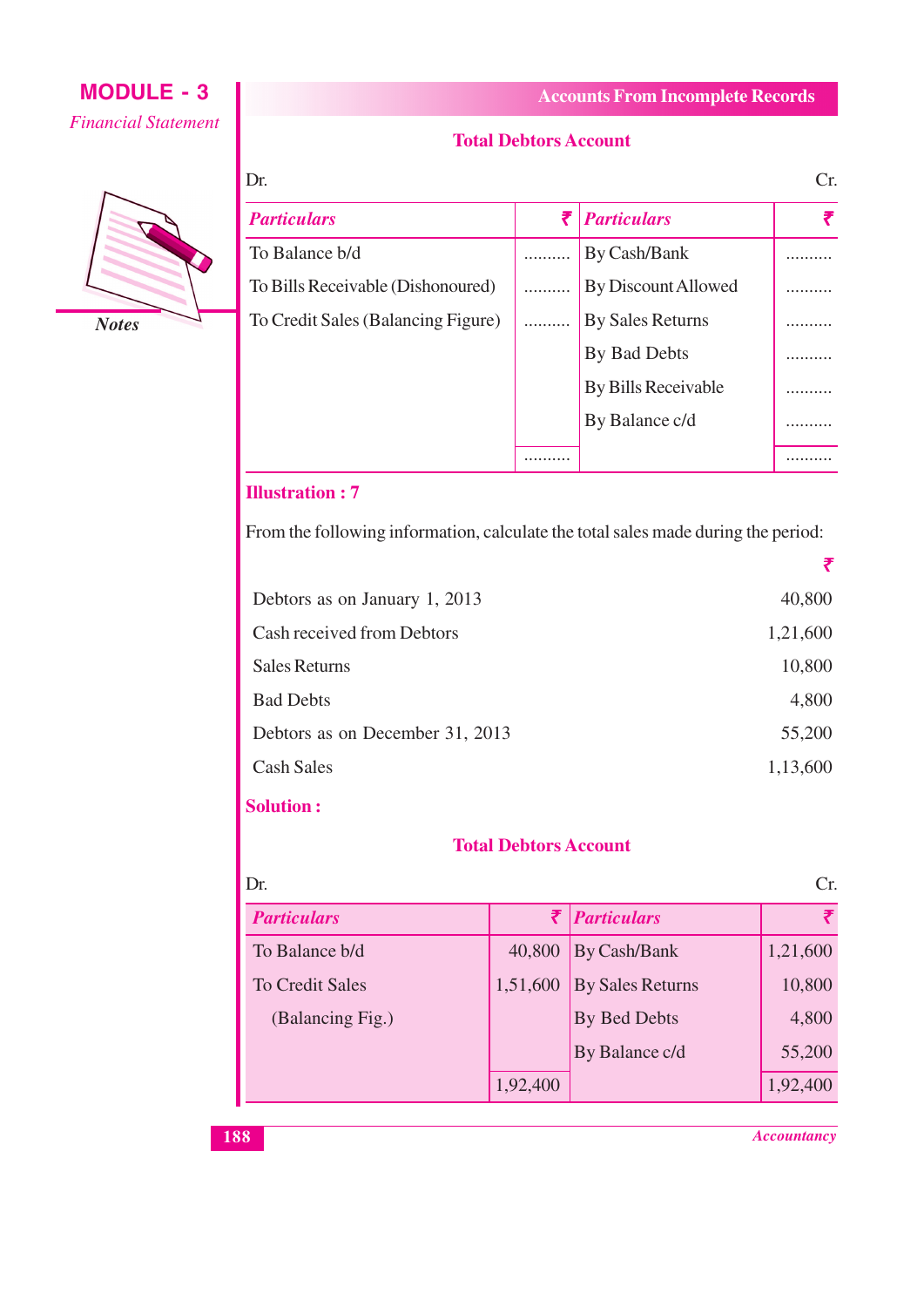### Total Debtors Account

Dr. Cr.

| Particulars | ₹ | Particulars | ₹ |
|---|---|---|---|
| To Balance b/d | .......... | By Cash/Bank | .......... |
| To Bills Receivable (Dishonoured) | .......... | By Discount Allowed | .......... |
| To Credit Sales (Balancing Figure) | .......... | By Sales Returns | .......... |
| | | By Bad Debts | .......... |
| | | By Bills Receivable | .......... |
| | | By Balance c/d | .......... |
| | .......... | | .......... |

**Illustration : 7**

From the following information, calculate the total sales made during the period:

| | ₹ |
|---|---|
| Debtors as on January 1, 2013 | 40,800 |
| Cash received from Debtors | 1,21,600 |
| Sales Returns | 10,800 |
| Bad Debts | 4,800 |
| Debtors as on December 31, 2013 | 55,200 |
| Cash Sales | 1,13,600 |

**Solution :**

### Total Debtors Account

Dr. Cr.

| Particulars | ₹ | Particulars | ₹ |
|---|---|---|---|
| To Balance b/d | 40,800 | By Cash/Bank | 1,21,600 |
| To Credit Sales | 1,51,600 | By Sales Returns | 10,800 |
| (Balancing Fig.) | | By Bed Debts | 4,800 |
| | | By Balance c/d | 55,200 |
| | 1,92,400 | | 1,92,400 |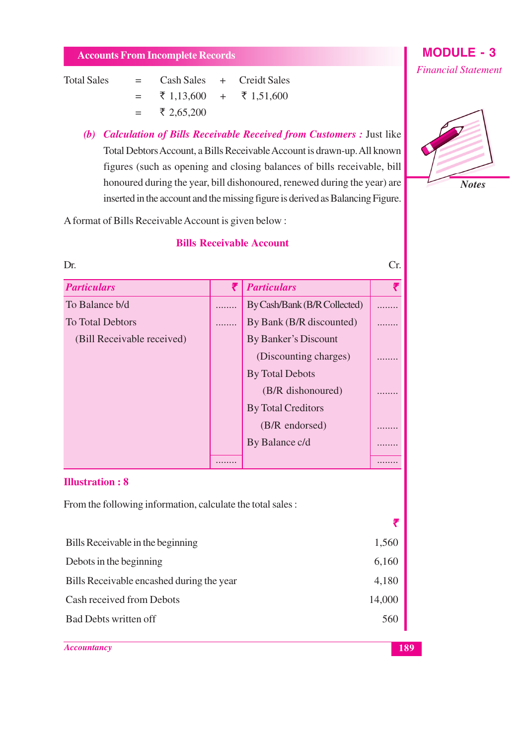Total Sales = Cash Sales + Creidt Sales

= ₹ 1,13,600 + ₹ 1,51,600

= ₹ 2,65,200

*(b)* ***Calculation of Bills Receivable Received from Customers :*** Just like Total Debtors Account, a Bills Receivable Account is drawn-up. All known figures (such as opening and closing balances of bills receivable, bill honoured during the year, bill dishonoured, renewed during the year) are inserted in the account and the missing figure is derived as Balancing Figure.

A format of Bills Receivable Account is given below :

**Bills Receivable Account**

Dr. Cr.

| *Particulars* | ₹ | *Particulars* | ₹ |
|---|---|---|---|
| To Balance b/d | ........ | By Cash/Bank (B/R Collected) | ........ |
| To Total Debtors | ........ | By Bank (B/R discounted) | ........ |
| (Bill Receivable received) | | By Banker's Discount | |
| | | (Discounting charges) | ........ |
| | | By Total Debots | |
| | | (B/R dishonoured) | ........ |
| | | By Total Creditors | |
| | | (B/R endorsed) | ........ |
| | | By Balance c/d | ........ |
| | ........ | | ........ |

**Illustration : 8**

From the following information, calculate the total sales :

| | ₹ |
|---|---|
| Bills Receivable in the beginning | 1,560 |
| Debots in the beginning | 6,160 |
| Bills Receivable encashed during the year | 4,180 |
| Cash received from Debots | 14,000 |
| Bad Debts written off | 560 |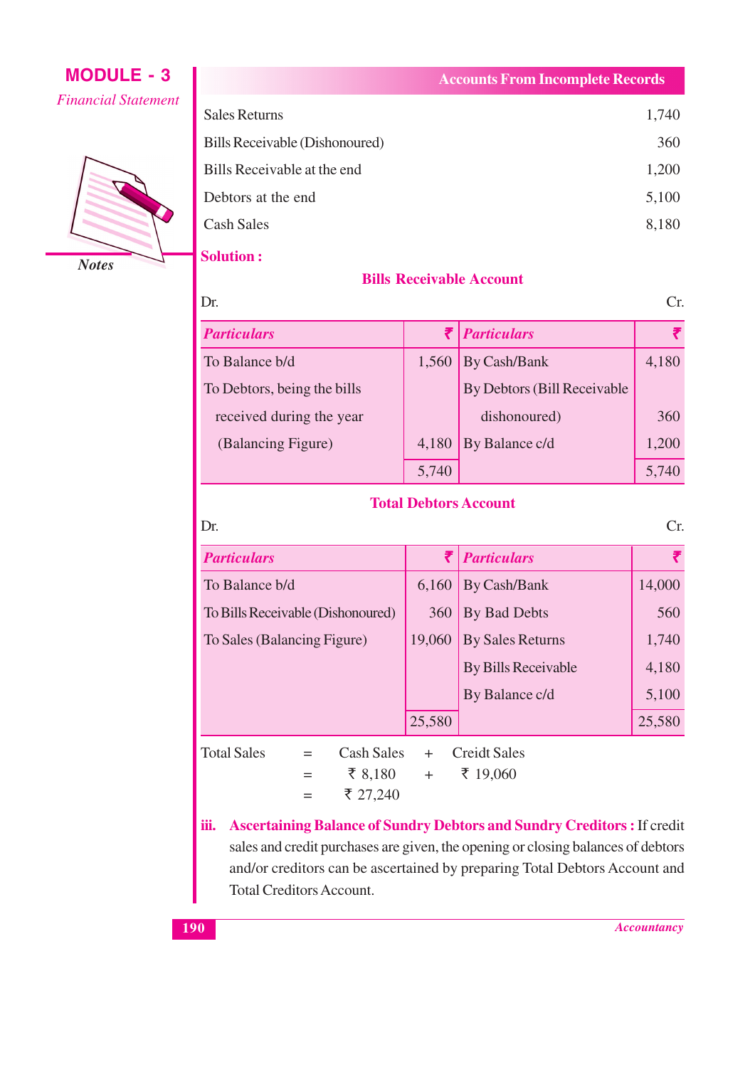| | |
|---|---|
| Sales Returns | 1,740 |
| Bills Receivable (Dishonoured) | 360 |
| Bills Receivable at the end | 1,200 |
| Debtors at the end | 5,100 |
| Cash Sales | 8,180 |

**Solution :**

**Bills Receivable Account**

Dr. Cr.

| *Particulars* | ₹ | *Particulars* | ₹ |
|---|---|---|---|
| To Balance b/d | 1,560 | By Cash/Bank | 4,180 |
| To Debtors, being the bills received during the year (Balancing Figure) | 4,180 | By Debtors (Bill Receivable dishonoured) | 360 |
| | | By Balance c/d | 1,200 |
| | 5,740 | | 5,740 |

**Total Debtors Account**

Dr. Cr.

| *Particulars* | ₹ | *Particulars* | ₹ |
|---|---|---|---|
| To Balance b/d | 6,160 | By Cash/Bank | 14,000 |
| To Bills Receivable (Dishonoured) | 360 | By Bad Debts | 560 |
| To Sales (Balancing Figure) | 19,060 | By Sales Returns | 1,740 |
| | | By Bills Receivable | 4,180 |
| | | By Balance c/d | 5,100 |
| | 25,580 | | 25,580 |

Total Sales = Cash Sales + Creidt Sales

= ₹ 8,180 + ₹ 19,060

= ₹ 27,240

iii. **Ascertaining Balance of Sundry Debtors and Sundry Creditors :** If credit sales and credit purchases are given, the opening or closing balances of debtors and/or creditors can be ascertained by preparing Total Debtors Account and Total Creditors Account.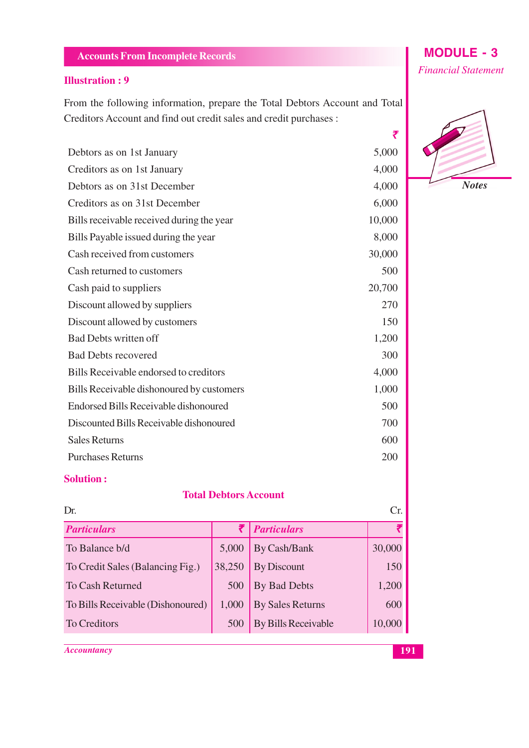### Illustration : 9

From the following information, prepare the Total Debtors Account and Total Creditors Account and find out credit sales and credit purchases :

| | ₹ |
|---|---|
| Debtors as on 1st January | 5,000 |
| Creditors as on 1st January | 4,000 |
| Debtors as on 31st December | 4,000 |
| Creditors as on 31st December | 6,000 |
| Bills receivable received during the year | 10,000 |
| Bills Payable issued during the year | 8,000 |
| Cash received from customers | 30,000 |
| Cash returned to customers | 500 |
| Cash paid to suppliers | 20,700 |
| Discount allowed by suppliers | 270 |
| Discount allowed by customers | 150 |
| Bad Debts written off | 1,200 |
| Bad Debts recovered | 300 |
| Bills Receivable endorsed to creditors | 4,000 |
| Bills Receivable dishonoured by customers | 1,000 |
| Endorsed Bills Receivable dishonoured | 500 |
| Discounted Bills Receivable dishonoured | 700 |
| Sales Returns | 600 |
| Purchases Returns | 200 |

### Solution :

**Total Debtors Account**

Dr. Cr.

| *Particulars* | ₹ | *Particulars* | ₹ |
|---|---|---|---|
| To Balance b/d | 5,000 | By Cash/Bank | 30,000 |
| To Credit Sales (Balancing Fig.) | 38,250 | By Discount | 150 |
| To Cash Returned | 500 | By Bad Debts | 1,200 |
| To Bills Receivable (Dishonoured) | 1,000 | By Sales Returns | 600 |
| To Creditors | 500 | By Bills Receivable | 10,000 |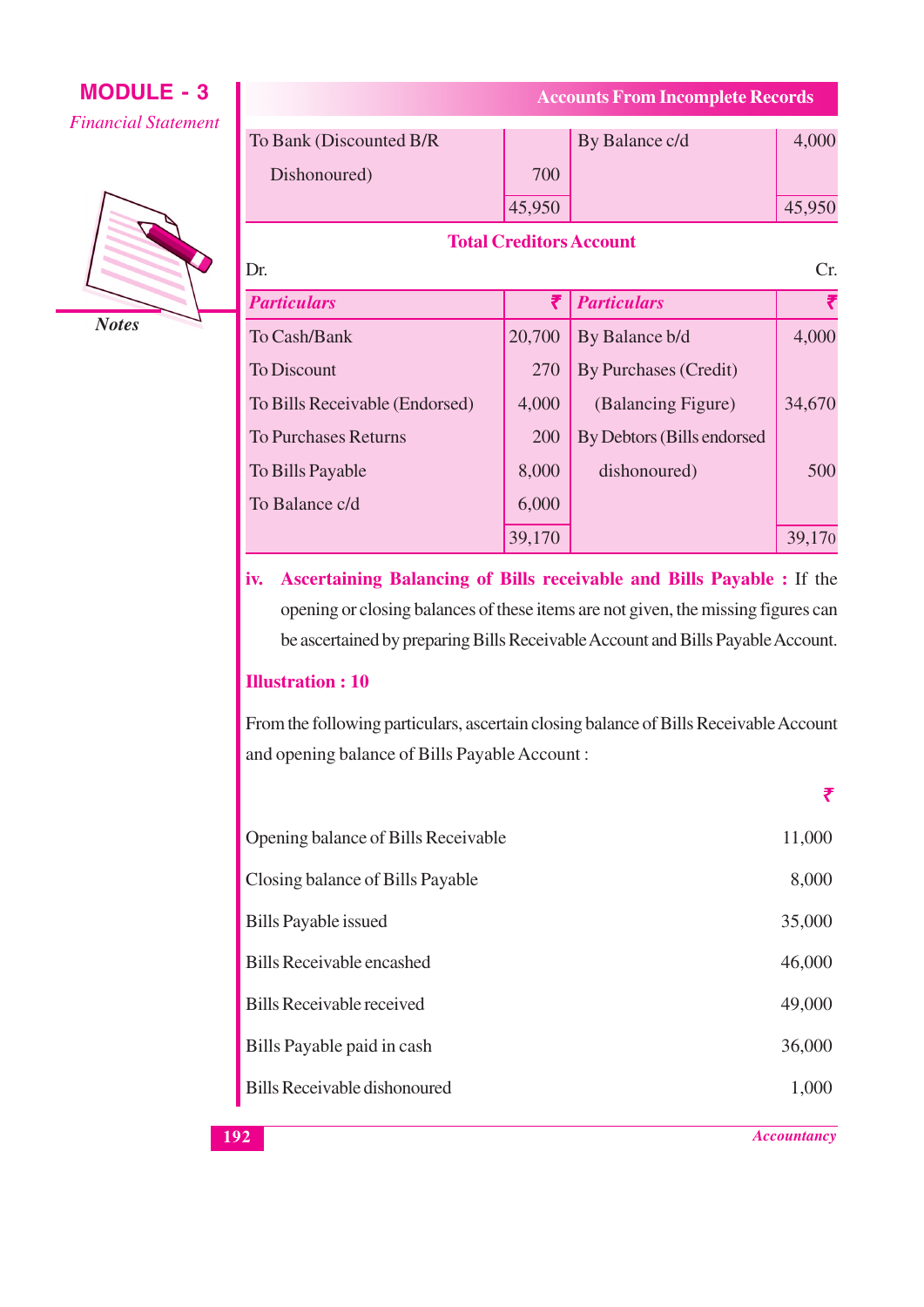| | | | |
|---|---|---|---|
| To Bank (Discounted B/R Dishonoured) | 700 | By Balance c/d | 4,000 |
| | 45,950 | | 45,950 |

### Total Creditors Account

Dr. Cr.

| *Particulars* | ₹ | *Particulars* | ₹ |
|---|---|---|---|
| To Cash/Bank | 20,700 | By Balance b/d | 4,000 |
| To Discount | 270 | By Purchases (Credit) (Balancing Figure) | 34,670 |
| To Bills Receivable (Endorsed) | 4,000 | By Debtors (Bills endorsed dishonoured) | 500 |
| To Purchases Returns | 200 | | |
| To Bills Payable | 8,000 | | |
| To Balance c/d | 6,000 | | |
| | 39,170 | | 39,170 |

iv. **Ascertaining Balancing of Bills receivable and Bills Payable :** If the opening or closing balances of these items are not given, the missing figures can be ascertained by preparing Bills Receivable Account and Bills Payable Account.

**Illustration : 10**

From the following particulars, ascertain closing balance of Bills Receivable Account and opening balance of Bills Payable Account :

| | ₹ |
|---|---|
| Opening balance of Bills Receivable | 11,000 |
| Closing balance of Bills Payable | 8,000 |
| Bills Payable issued | 35,000 |
| Bills Receivable encashed | 46,000 |
| Bills Receivable received | 49,000 |
| Bills Payable paid in cash | 36,000 |
| Bills Receivable dishonoured | 1,000 |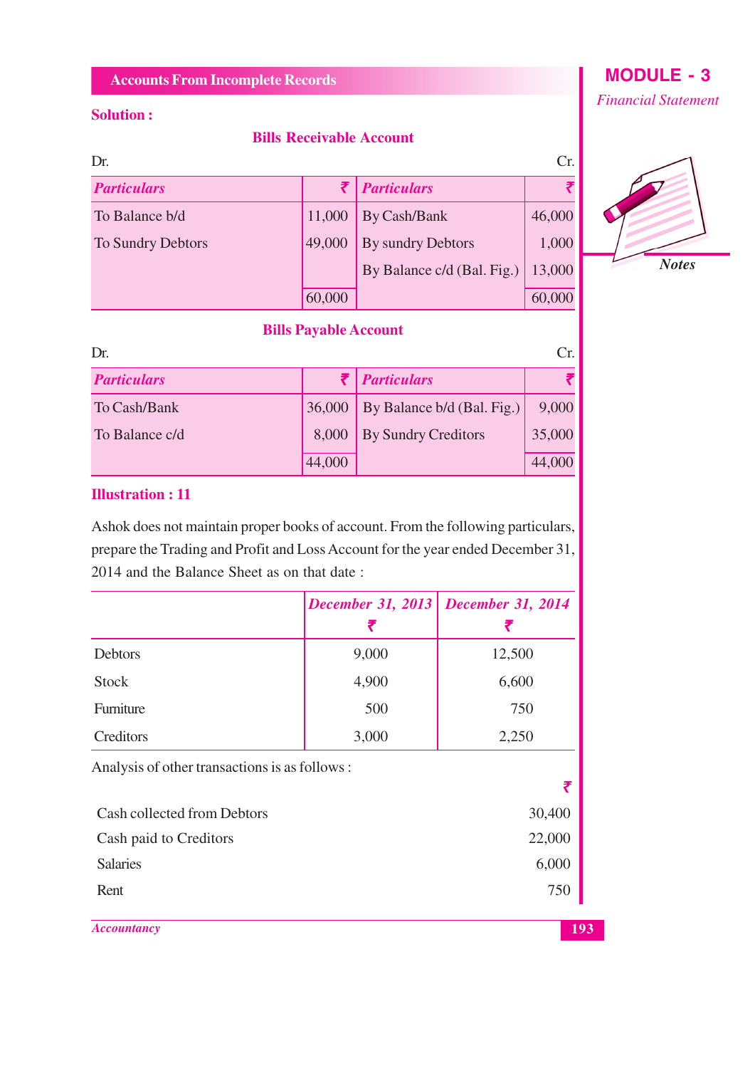**Solution :**

### Bills Receivable Account

Dr. Cr.

| *Particulars* | ₹ | *Particulars* | ₹ |
|---|---|---|---|
| To Balance b/d | 11,000 | By Cash/Bank | 46,000 |
| To Sundry Debtors | 49,000 | By sundry Debtors | 1,000 |
| | | By Balance c/d (Bal. Fig.) | 13,000 |
| | 60,000 | | 60,000 |

### Bills Payable Account

Dr. Cr.

| *Particulars* | ₹ | *Particulars* | ₹ |
|---|---|---|---|
| To Cash/Bank | 36,000 | By Balance b/d (Bal. Fig.) | 9,000 |
| To Balance c/d | 8,000 | By Sundry Creditors | 35,000 |
| | 44,000 | | 44,000 |

**Illustration : 11**

Ashok does not maintain proper books of account. From the following particulars, prepare the Trading and Profit and Loss Account for the year ended December 31, 2014 and the Balance Sheet as on that date :

| | *December 31, 2013* ₹ | *December 31, 2014* ₹ |
|---|---|---|
| Debtors | 9,000 | 12,500 |
| Stock | 4,900 | 6,600 |
| Furniture | 500 | 750 |
| Creditors | 3,000 | 2,250 |

Analysis of other transactions is as follows :

| | ₹ |
|---|---|
| Cash collected from Debtors | 30,400 |
| Cash paid to Creditors | 22,000 |
| Salaries | 6,000 |
| Rent | 750 |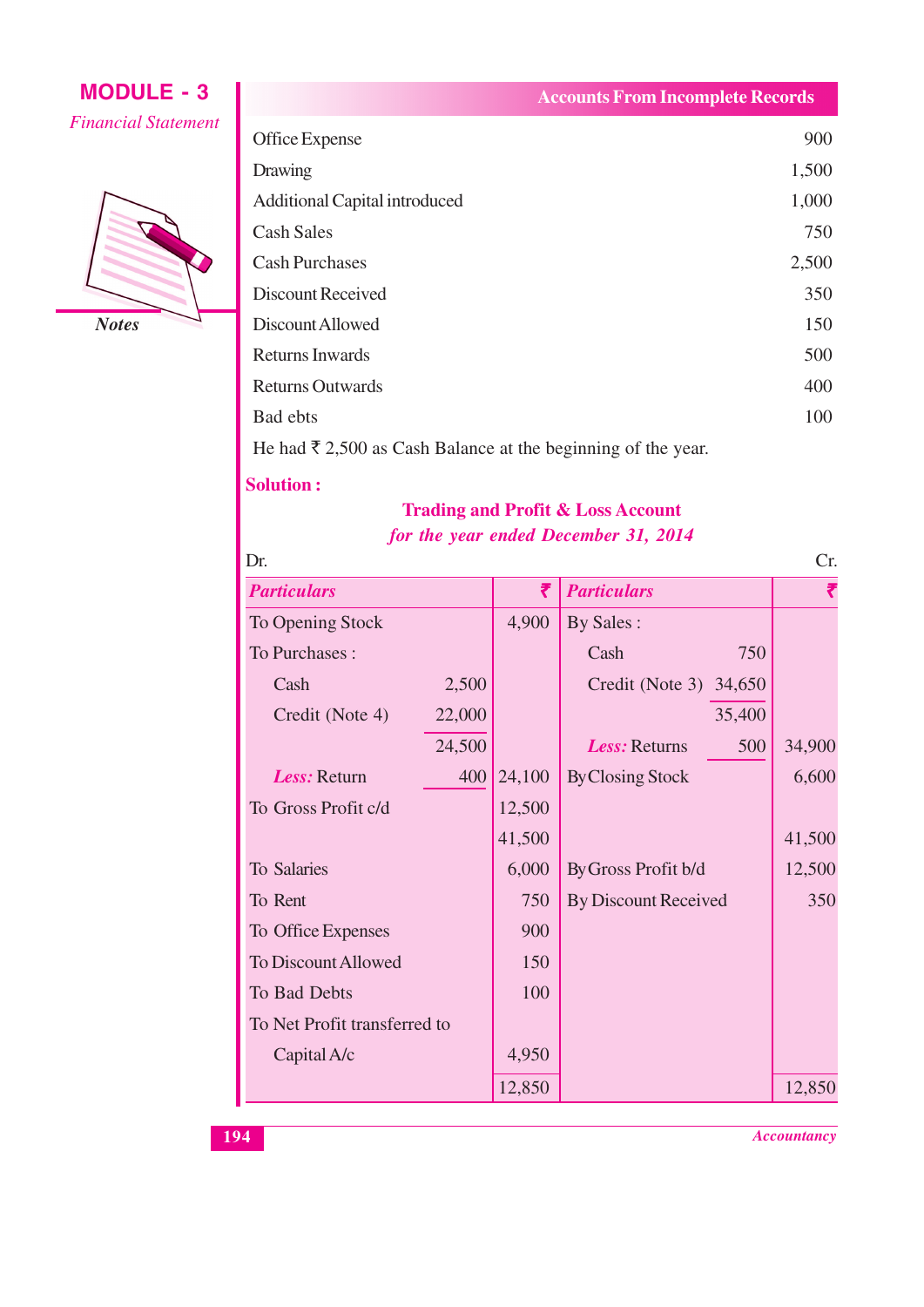| | |
|---|---|
| Office Expense | 900 |
| Drawing | 1,500 |
| Additional Capital introduced | 1,000 |
| Cash Sales | 750 |
| Cash Purchases | 2,500 |
| Discount Received | 350 |
| Discount Allowed | 150 |
| Returns Inwards | 500 |
| Returns Outwards | 400 |
| Bad ebts | 100 |

He had ₹ 2,500 as Cash Balance at the beginning of the year.

**Solution :**

**Trading and Profit & Loss Account**
***for the year ended December 31, 2014***

Dr. Cr.

| *Particulars* | | ₹ | *Particulars* | | ₹ |
|---|---|---|---|---|---|
| To Opening Stock | | 4,900 | By Sales : | | |
| To Purchases : | | | Cash | 750 | |
| Cash | 2,500 | | Credit (Note 3) | 34,650 | |
| Credit (Note 4) | 22,000 | | | 35,400 | |
| | 24,500 | | *Less:* Returns | 500 | 34,900 |
| *Less:* Return | 400 | 24,100 | By Closing Stock | | 6,600 |
| To Gross Profit c/d | | 12,500 | | | |
| | | 41,500 | | | 41,500 |
| To Salaries | | 6,000 | By Gross Profit b/d | | 12,500 |
| To Rent | | 750 | By Discount Received | | 350 |
| To Office Expenses | | 900 | | | |
| To Discount Allowed | | 150 | | | |
| To Bad Debts | | 100 | | | |
| To Net Profit transferred to Capital A/c | | 4,950 | | | |
| | | 12,850 | | | 12,850 |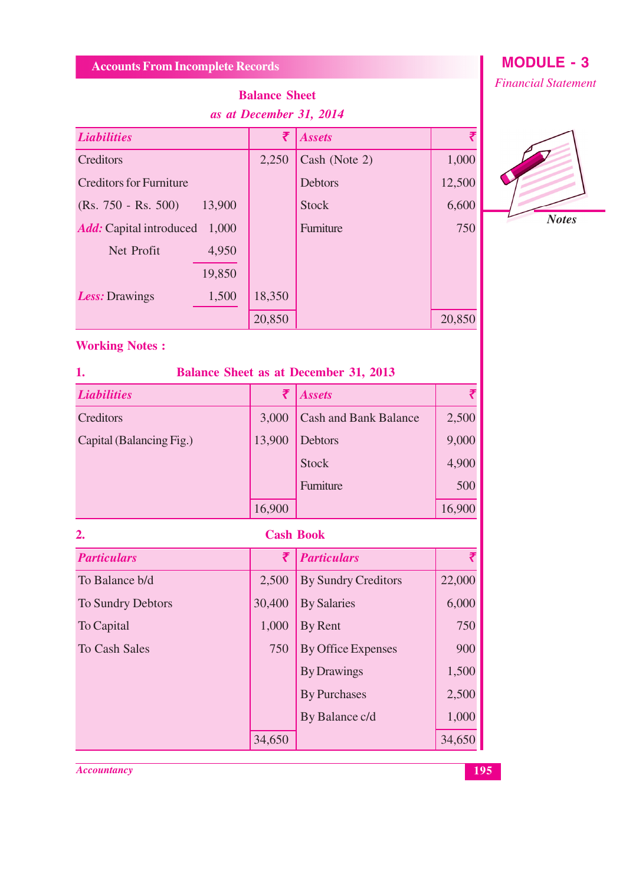## Balance Sheet

*as at December 31, 2014*

| *Liabilities* | | ₹ | *Assets* | ₹ |
|---|---|---|---|---|
| Creditors | | 2,250 | Cash (Note 2) | 1,000 |
| Creditors for Furniture | | | Debtors | 12,500 |
| (Rs. 750 - Rs. 500) | 13,900 | | Stock | 6,600 |
| *Add:* Capital introduced | 1,000 | | Furniture | 750 |
| Net Profit | 4,950 | | | |
| | 19,850 | | | |
| *Less:* Drawings | 1,500 | 18,350 | | |
| | | 20,850 | | 20,850 |

**Working Notes :**

**1. Balance Sheet as at December 31, 2013**

| *Liabilities* | ₹ | *Assets* | ₹ |
|---|---|---|---|
| Creditors | 3,000 | Cash and Bank Balance | 2,500 |
| Capital (Balancing Fig.) | 13,900 | Debtors | 9,000 |
| | | Stock | 4,900 |
| | | Furniture | 500 |
| | 16,900 | | 16,900 |

**2. Cash Book**

| *Particulars* | ₹ | *Particulars* | ₹ |
|---|---|---|---|
| To Balance b/d | 2,500 | By Sundry Creditors | 22,000 |
| To Sundry Debtors | 30,400 | By Salaries | 6,000 |
| To Capital | 1,000 | By Rent | 750 |
| To Cash Sales | 750 | By Office Expenses | 900 |
| | | By Drawings | 1,500 |
| | | By Purchases | 2,500 |
| | | By Balance c/d | 1,000 |
| | 34,650 | | 34,650 |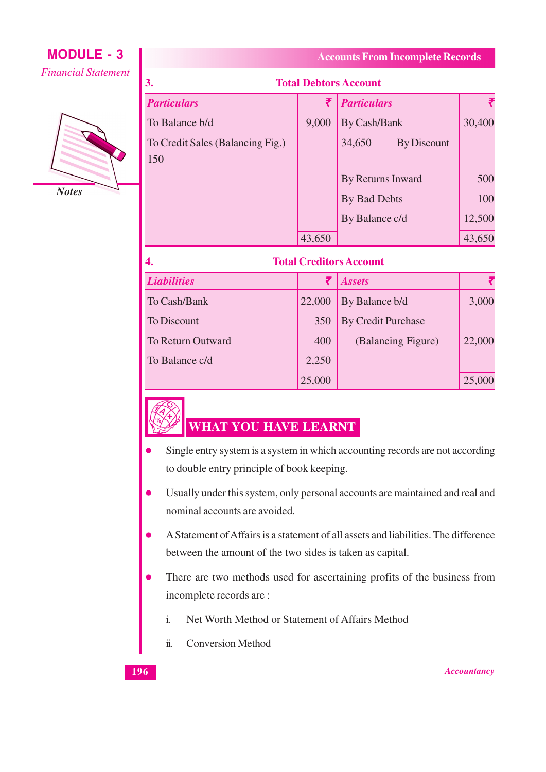### 3. Total Debtors Account

| *Particulars* | ₹ | *Particulars* | ₹ |
|---|---|---|---|
| To Balance b/d | 9,000 | By Cash/Bank | 30,400 |
| To Credit Sales (Balancing Fig.) 150 | | 34,650 By Discount | |
| | | By Returns Inward | 500 |
| | | By Bad Debts | 100 |
| | | By Balance c/d | 12,500 |
| | 43,650 | | 43,650 |

### 4. Total Creditors Account

| *Liabilities* | ₹ | *Assets* | ₹ |
|---|---|---|---|
| To Cash/Bank | 22,000 | By Balance b/d | 3,000 |
| To Discount | 350 | By Credit Purchase | |
| To Return Outward | 400 | (Balancing Figure) | 22,000 |
| To Balance c/d | 2,250 | | |
| | 25,000 | | 25,000 |

## WHAT YOU HAVE LEARNT

- Single entry system is a system in which accounting records are not according to double entry principle of book keeping.
- Usually under this system, only personal accounts are maintained and real and nominal accounts are avoided.
- A Statement of Affairs is a statement of all assets and liabilities. The difference between the amount of the two sides is taken as capital.
- There are two methods used for ascertaining profits of the business from incomplete records are :
  - i. Net Worth Method or Statement of Affairs Method
  - ii. Conversion Method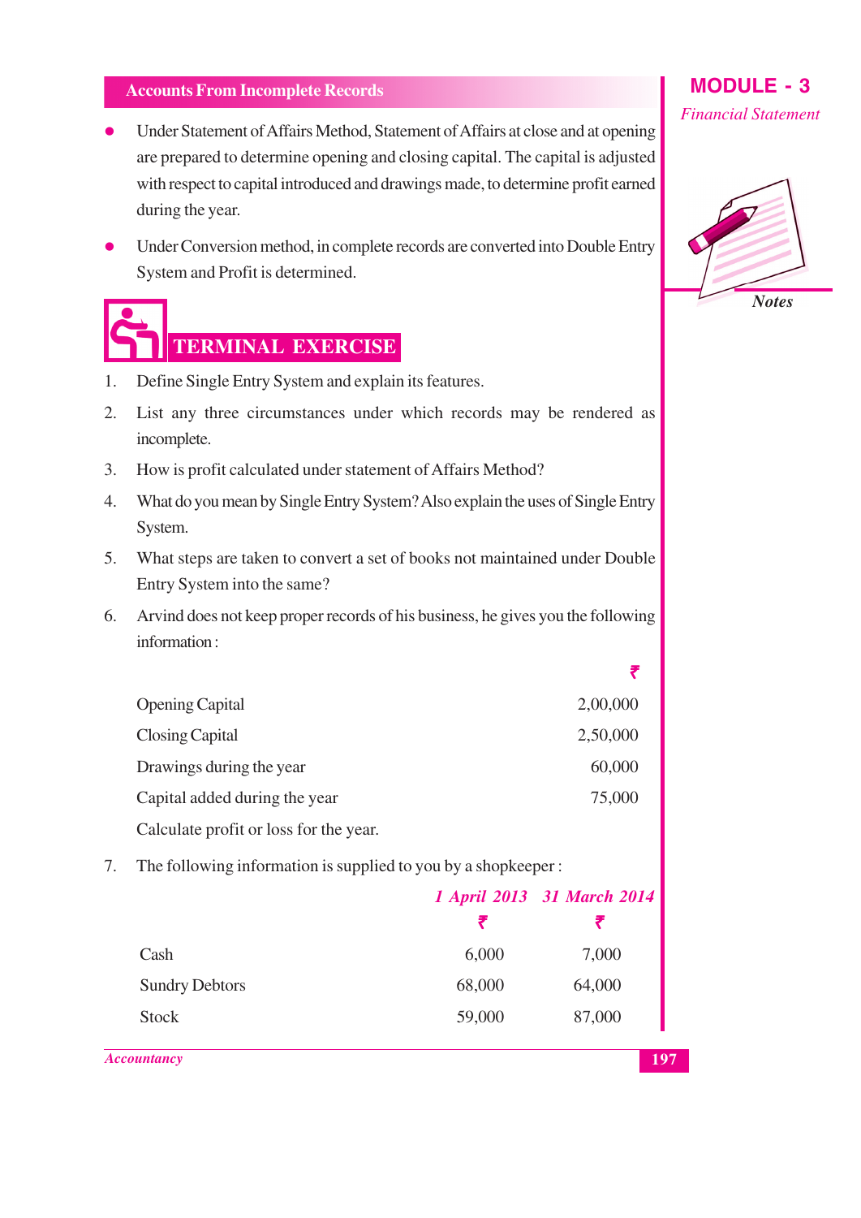- Under Statement of Affairs Method, Statement of Affairs at close and at opening are prepared to determine opening and closing capital. The capital is adjusted with respect to capital introduced and drawings made, to determine profit earned during the year.
- Under Conversion method, in complete records are converted into Double Entry System and Profit is determined.

## TERMINAL EXERCISE

1. Define Single Entry System and explain its features.
2. List any three circumstances under which records may be rendered as incomplete.
3. How is profit calculated under statement of Affairs Method?
4. What do you mean by Single Entry System? Also explain the uses of Single Entry System.
5. What steps are taken to convert a set of books not maintained under Double Entry System into the same?
6. Arvind does not keep proper records of his business, he gives you the following information :

| | ₹ |
|---|---|
| Opening Capital | 2,00,000 |
| Closing Capital | 2,50,000 |
| Drawings during the year | 60,000 |
| Capital added during the year | 75,000 |

Calculate profit or loss for the year.

7. The following information is supplied to you by a shopkeeper :

| | *1 April 2013* | *31 March 2014* |
|---|---|---|
| | ₹ | ₹ |
| Cash | 6,000 | 7,000 |
| Sundry Debtors | 68,000 | 64,000 |
| Stock | 59,000 | 87,000 |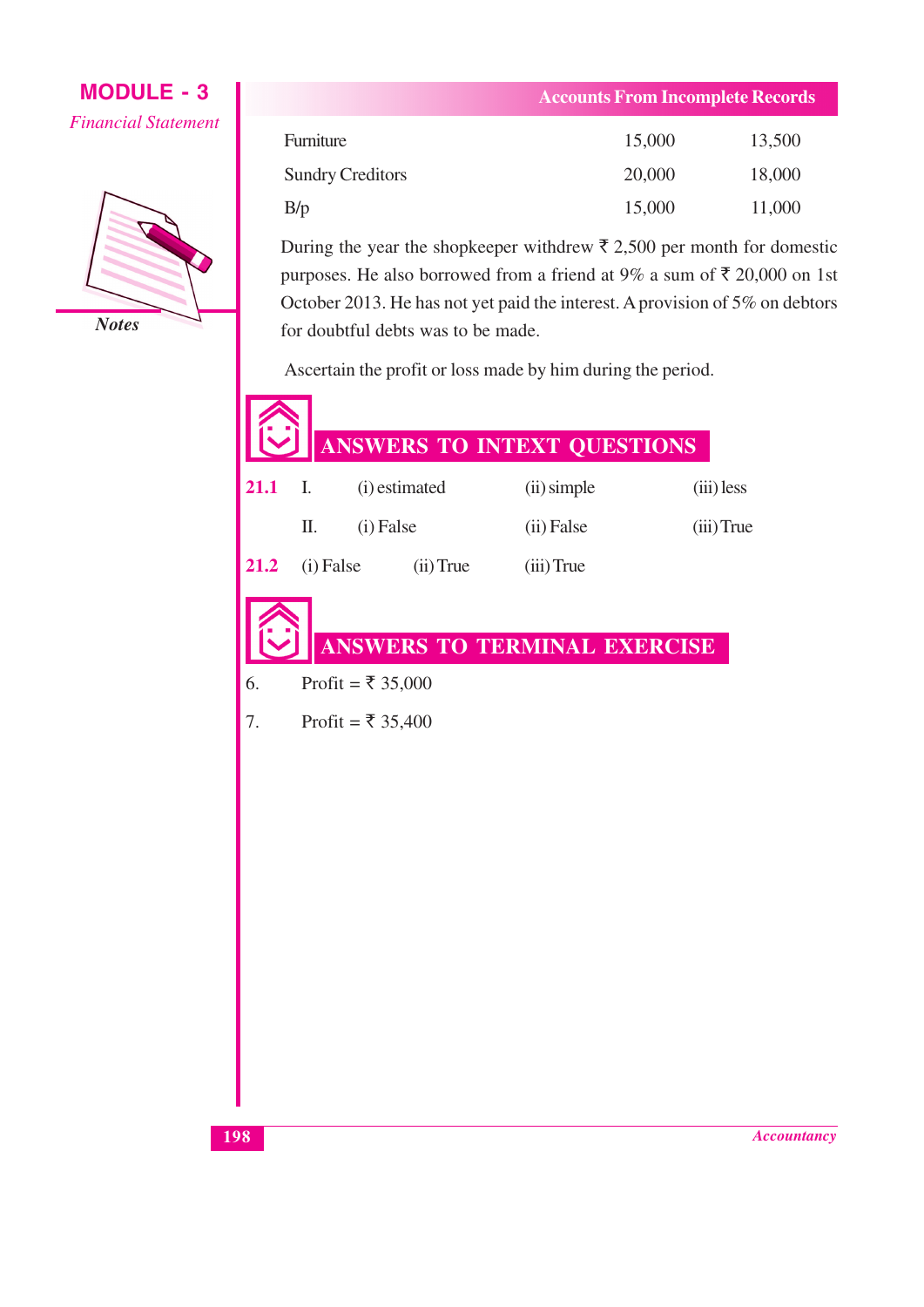| | | |
|---|---|---|
| Furniture | 15,000 | 13,500 |
| Sundry Creditors | 20,000 | 18,000 |
| B/p | 15,000 | 11,000 |

During the year the shopkeeper withdrew ₹ 2,500 per month for domestic purposes. He also borrowed from a friend at 9% a sum of ₹ 20,000 on 1st October 2013. He has not yet paid the interest. A provision of 5% on debtors for doubtful debts was to be made.

Ascertain the profit or loss made by him during the period.

## ANSWERS TO INTEXT QUESTIONS

**21.1** I. (i) estimated (ii) simple (iii) less

II. (i) False (ii) False (iii) True

**21.2** (i) False (ii) True (iii) True

## ANSWERS TO TERMINAL EXERCISE

6. Profit = ₹ 35,000

7. Profit = ₹ 35,400